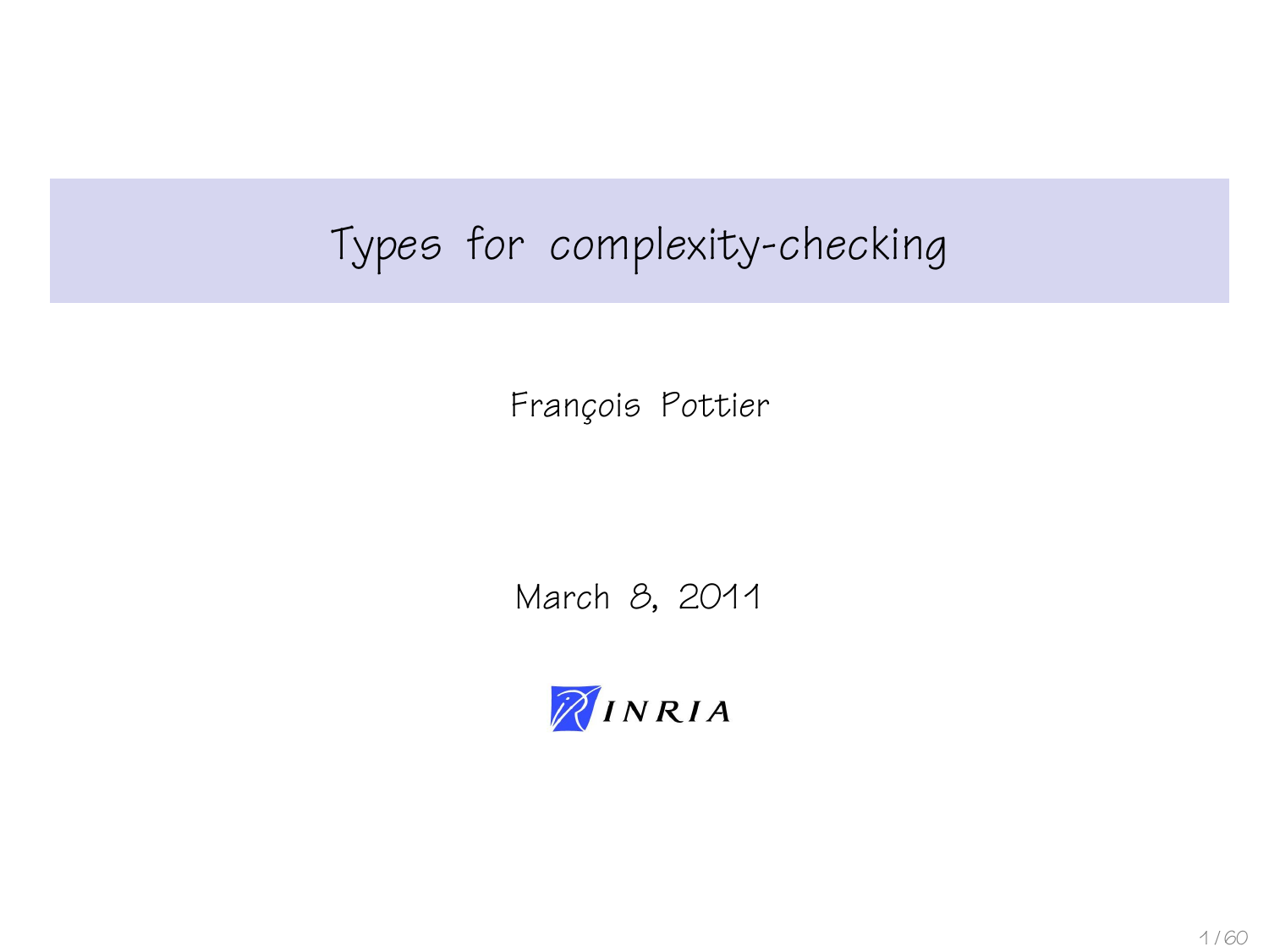# Types for complexity-checking

François Pottier

March 8, 2011

INRIA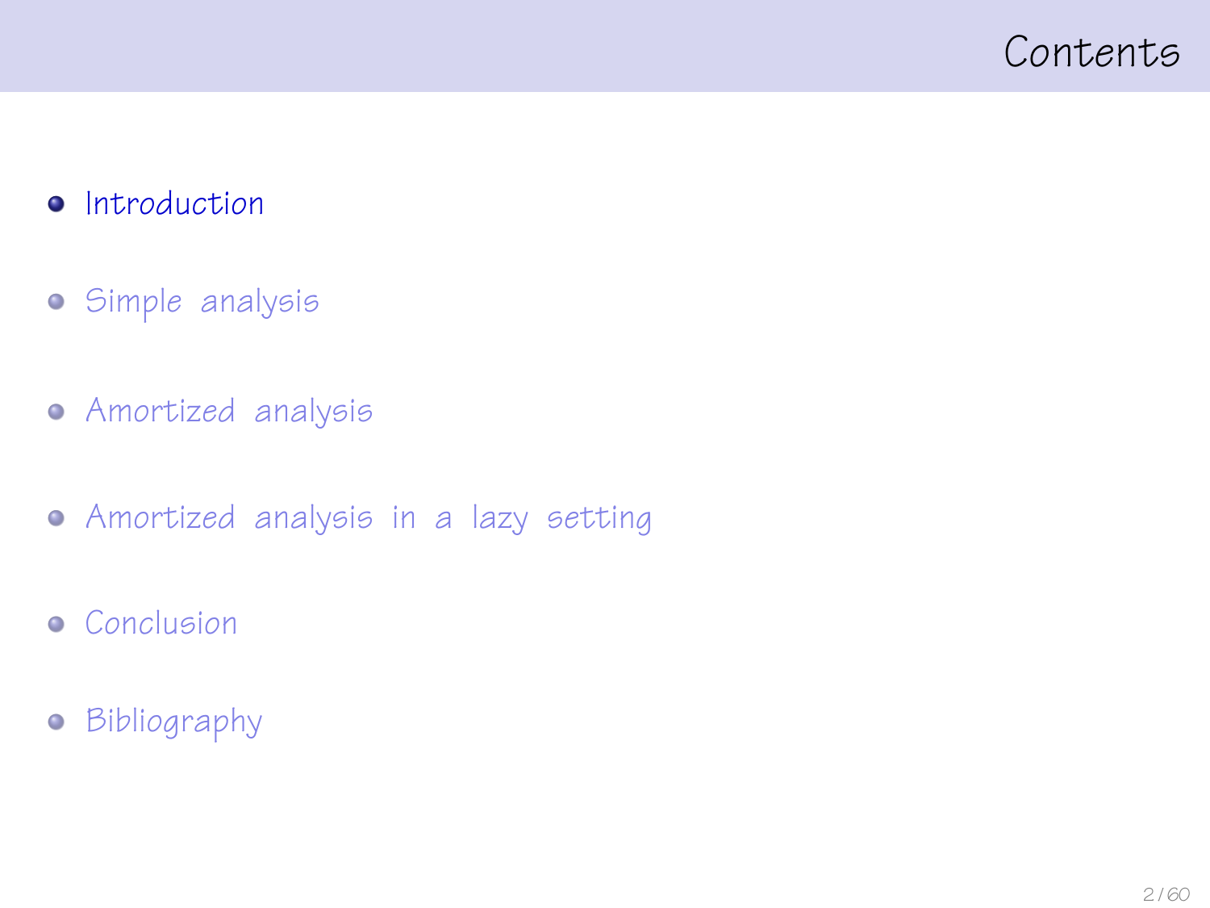# Contents

- Introduction
- Simple analysis
- Amortized analysis
- Amortized analysis in a lazy setting
- Conclusion
- Bibliography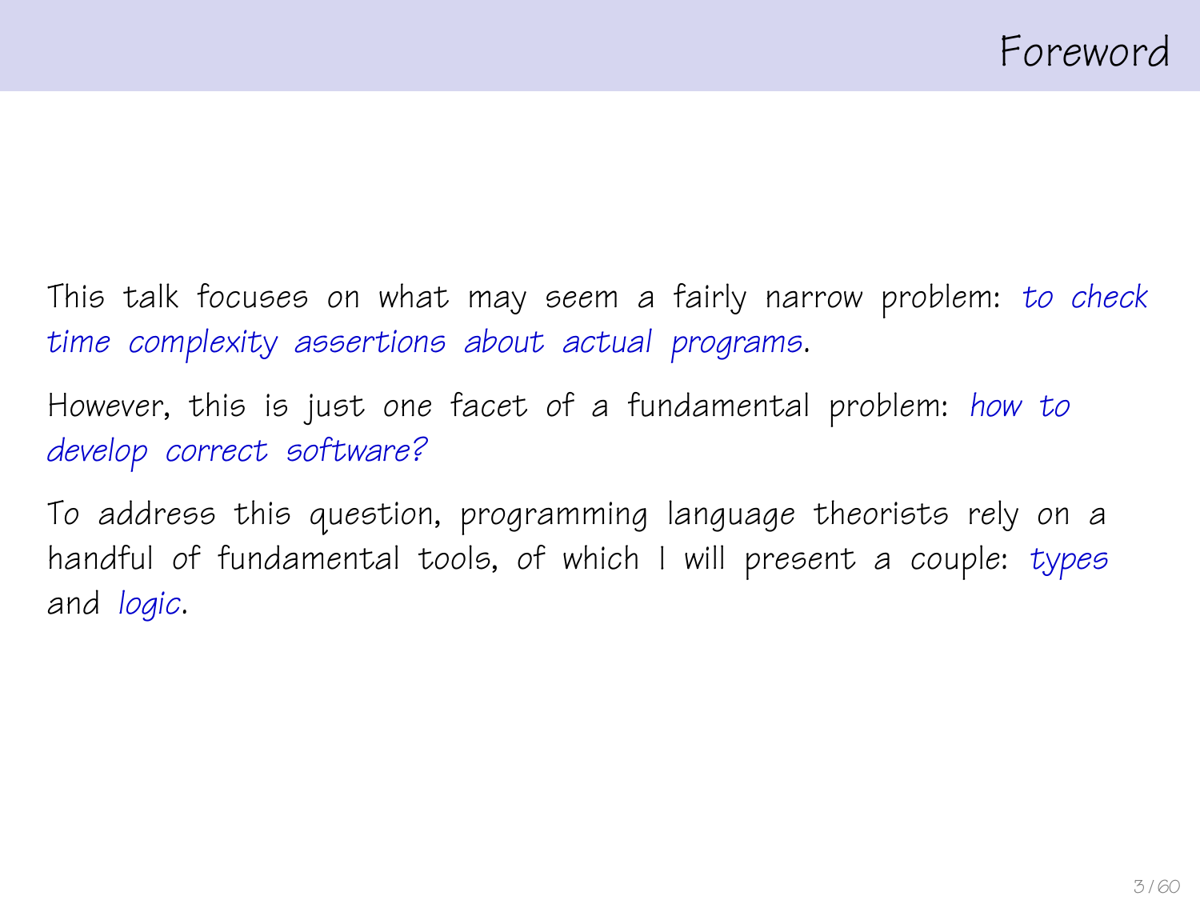# Foreword

This talk focuses on what may seem a fairly narrow problem: *to check time complexity assertions about actual programs*.

However, this is just one facet of a fundamental problem: *how to develop correct software?*

To address this question, programming language theorists rely on a handful of fundamental tools, of which I will present a couple: *types* and *logic*.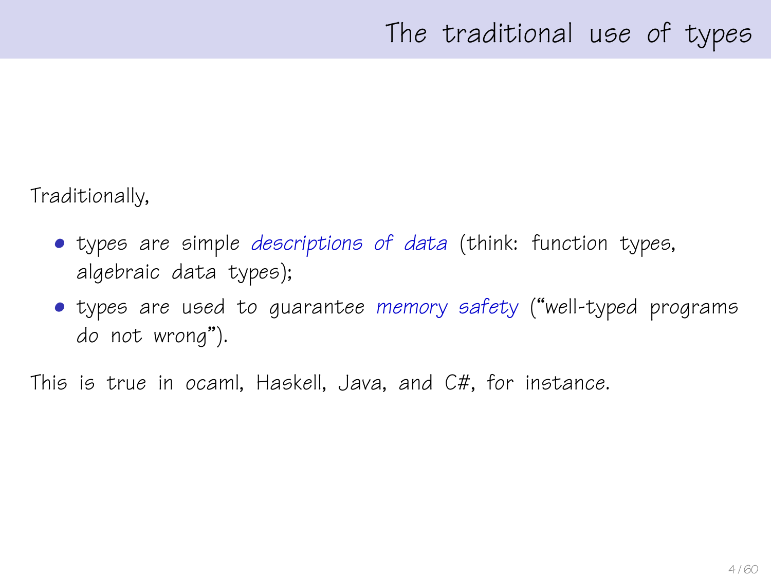# The traditional use of types

Traditionally,

- types are simple *descriptions of data* (think: function types, algebraic data types);
- types are used to guarantee *memory safety* ("well-typed programs do not wrong").

This is true in ocaml, Haskell, Java, and C#, for instance.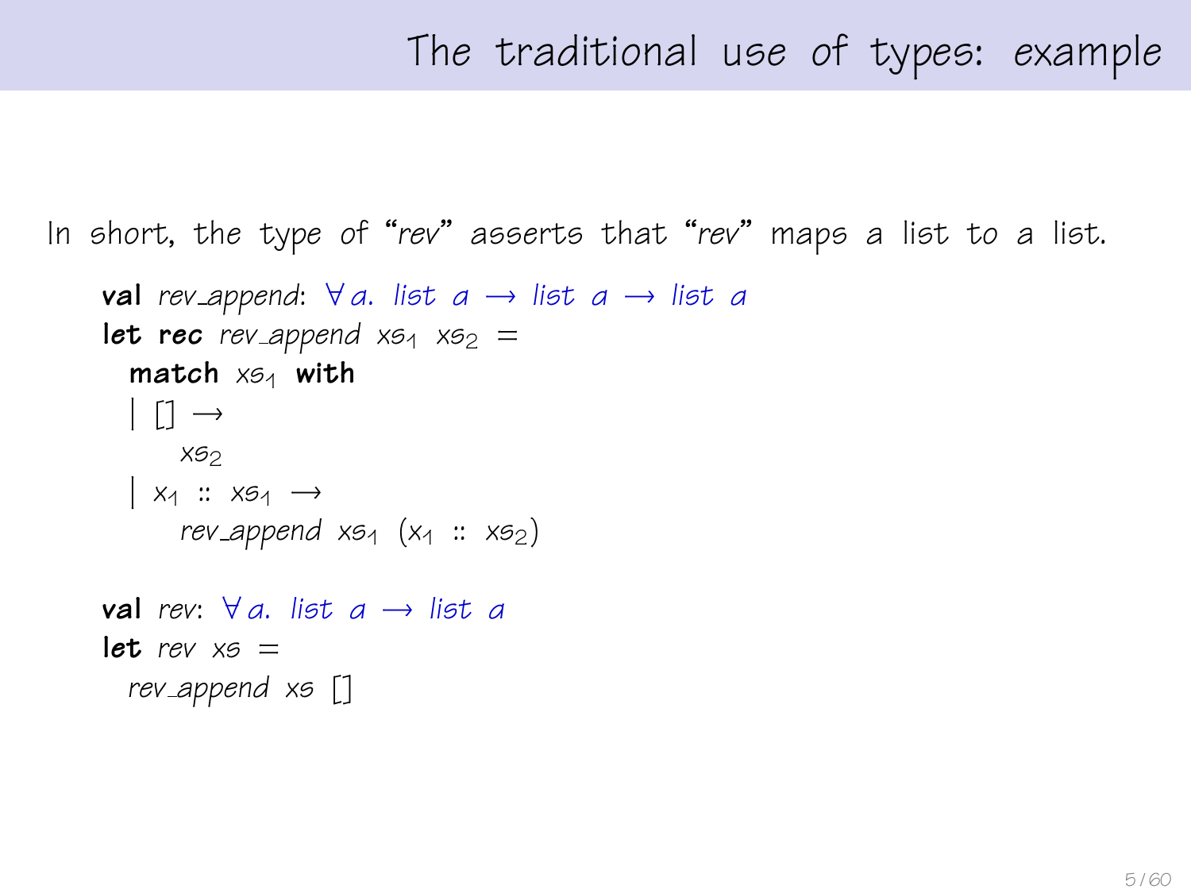## The traditional use of types: example

In short, the type of "*rev*" asserts that "*rev*" maps a list to a list.

```
val rev_append: ∀a. list a → list a → list a
let rec rev_append xs₁ xs₂ =
  match xs₁ with
  | [] →
      xs₂
  | x₁ :: xs₁ →
      rev_append xs₁ (x₁ :: xs₂)

val rev: ∀a. list a → list a
let rev xs =
  rev_append xs []
```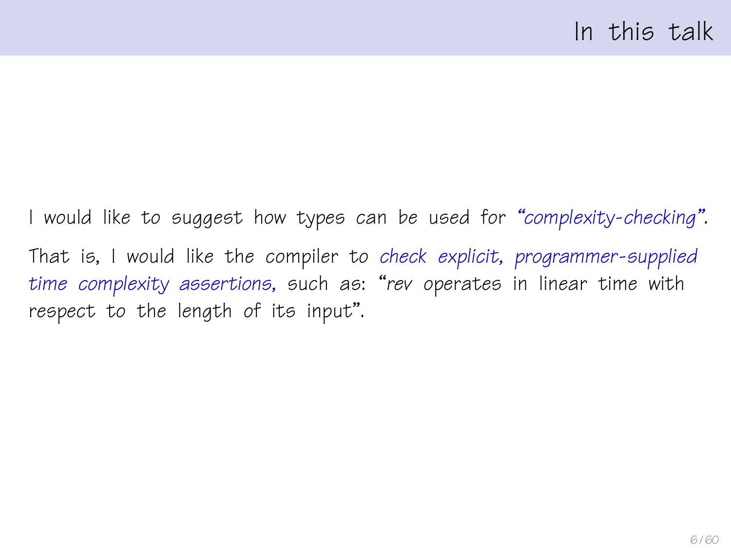# In this talk

I would like to suggest how types can be used for *"complexity-checking"*.

That is, I would like the compiler to *check explicit, programmer-supplied time complexity assertions,* such as: "*rev* operates in linear time with respect to the length of its input".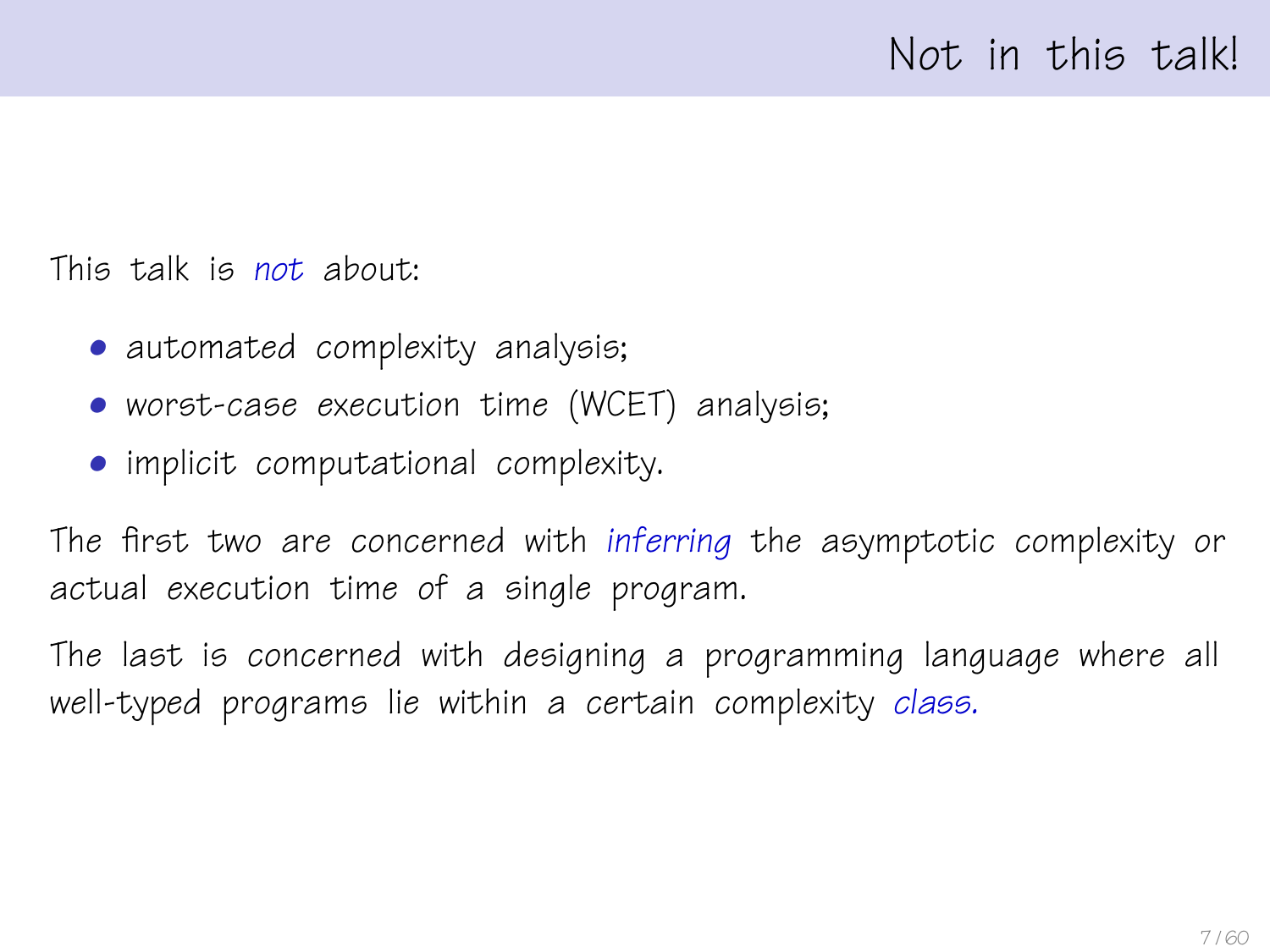# Not in this talk!

This talk is *not* about:

- automated complexity analysis;
- worst-case execution time (WCET) analysis;
- implicit computational complexity.

The first two are concerned with *inferring* the asymptotic complexity or actual execution time of a single program.

The last is concerned with designing a programming language where all well-typed programs lie within a certain complexity *class.*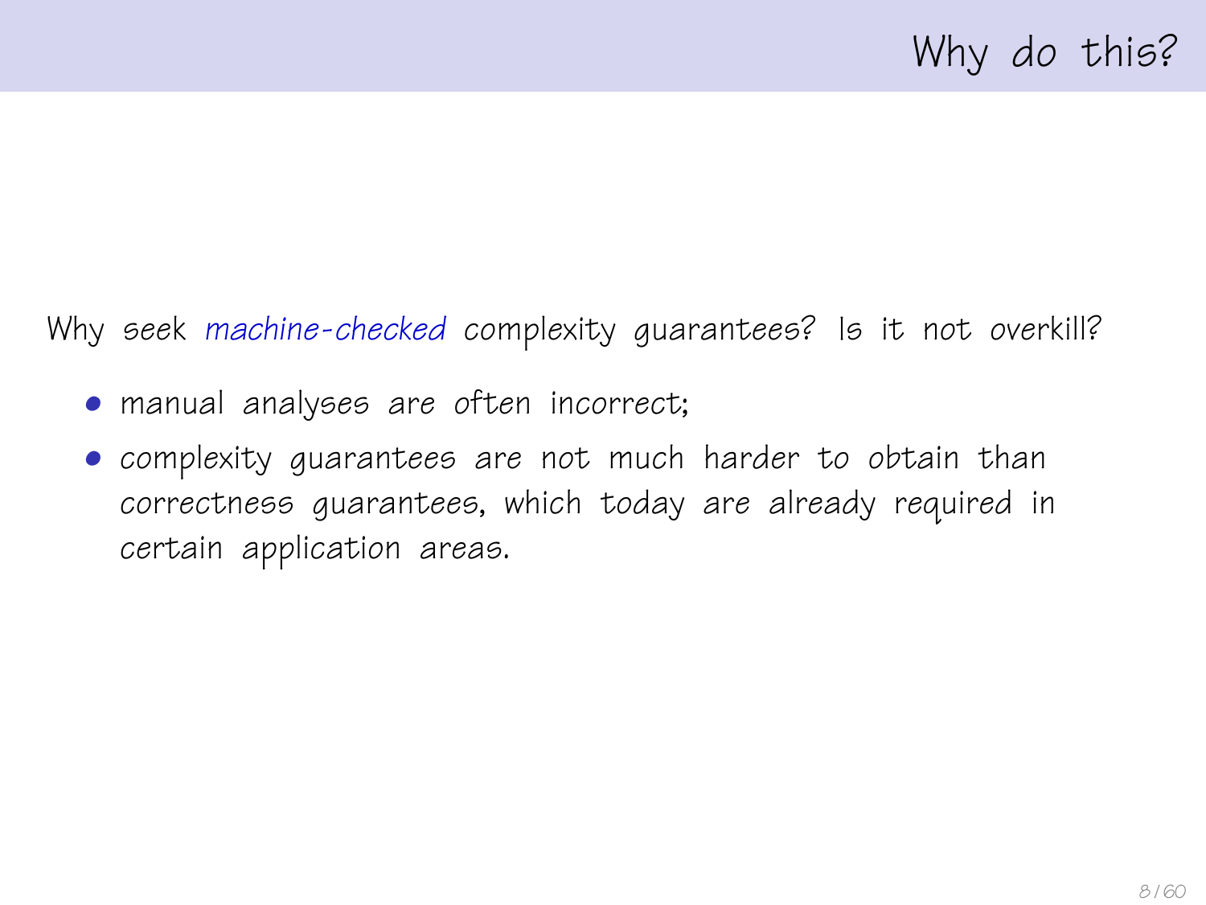# Why do this?

Why seek *machine-checked* complexity guarantees? Is it not overkill?

- manual analyses are often incorrect;
- complexity guarantees are not much harder to obtain than correctness guarantees, which today are already required in certain application areas.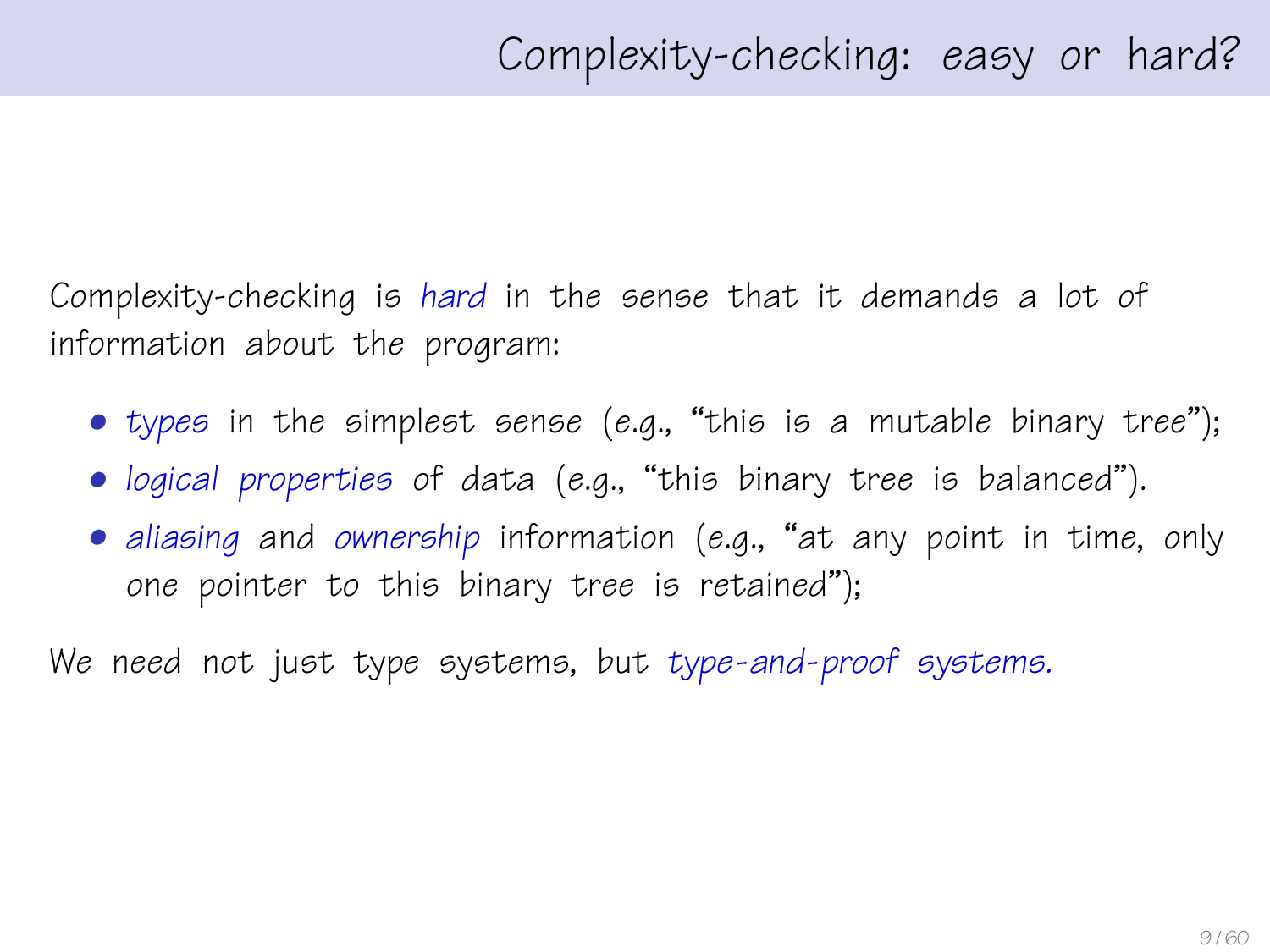# Complexity-checking: easy or hard?

Complexity-checking is *hard* in the sense that it demands a lot of information about the program:

- *types* in the simplest sense (e.g., "this is a mutable binary tree");
- *logical properties* of data (e.g., "this binary tree is balanced").
- *aliasing* and *ownership* information (e.g., "at any point in time, only one pointer to this binary tree is retained");

We need not just type systems, but *type-and-proof systems.*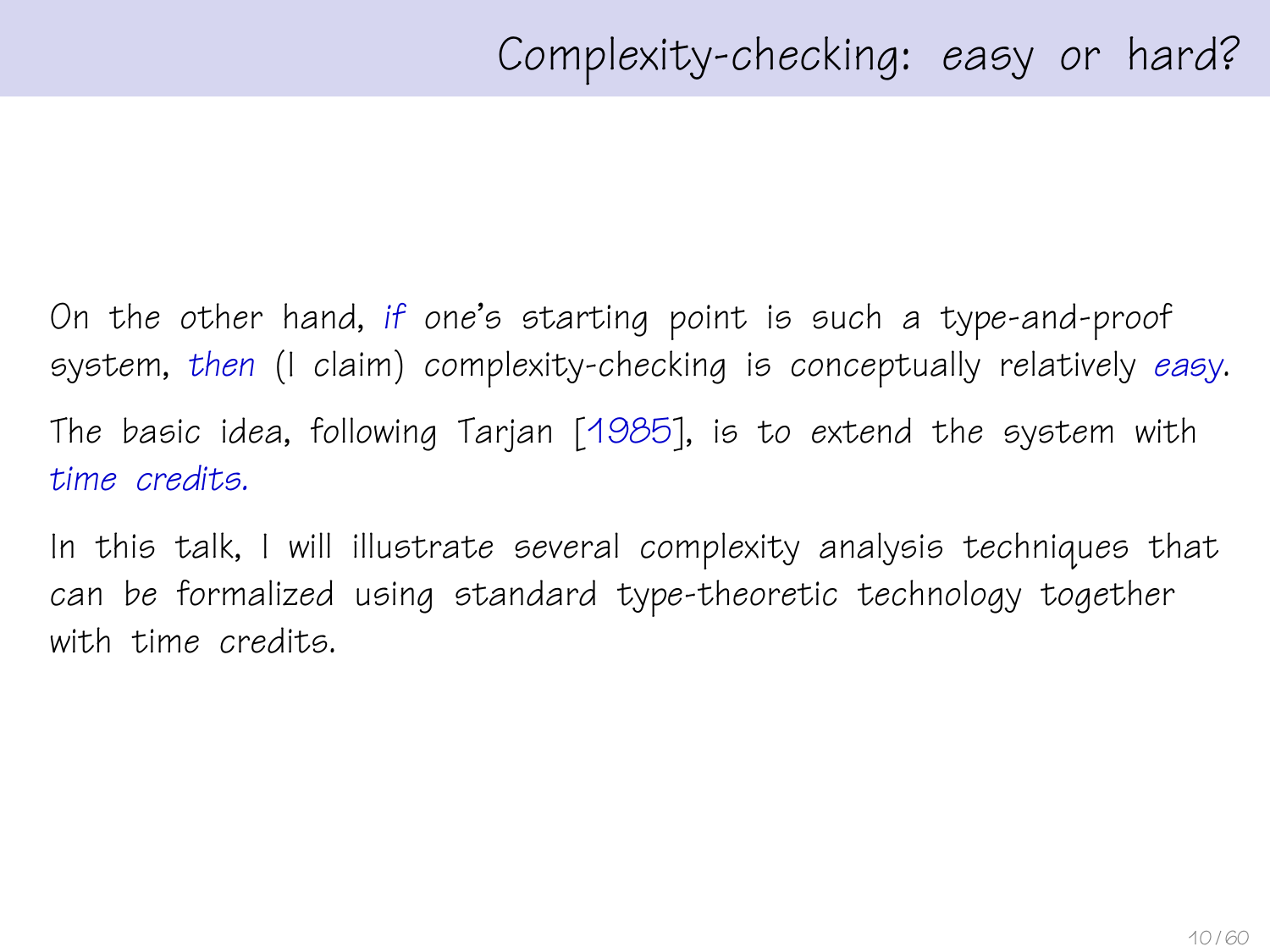# Complexity-checking: *easy* or *hard*?

On the other hand, *if* one's starting point is such a type-and-proof system, *then* (I claim) complexity-checking is conceptually relatively *easy*.

The basic idea, following Tarjan [1985], is to extend the system with *time credits.*

In this talk, I will illustrate several complexity analysis techniques that can be formalized using standard type-theoretic technology together with time credits.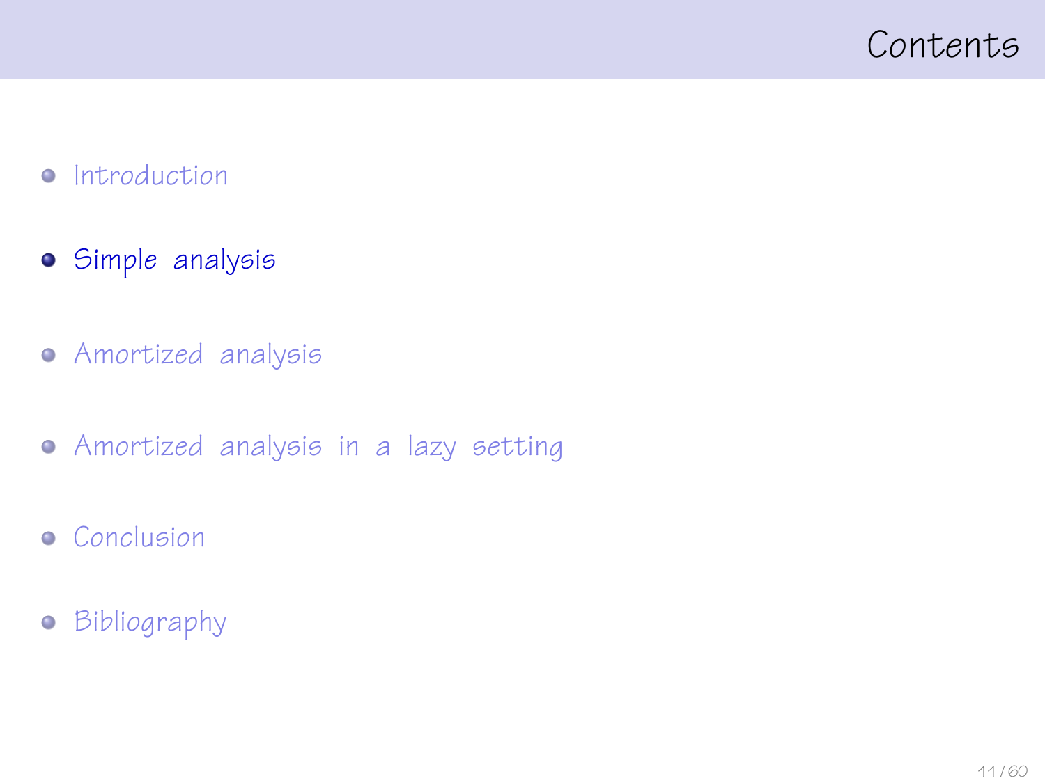# Contents

- Introduction
- **Simple analysis**
- Amortized analysis
- Amortized analysis in a lazy setting
- Conclusion
- Bibliography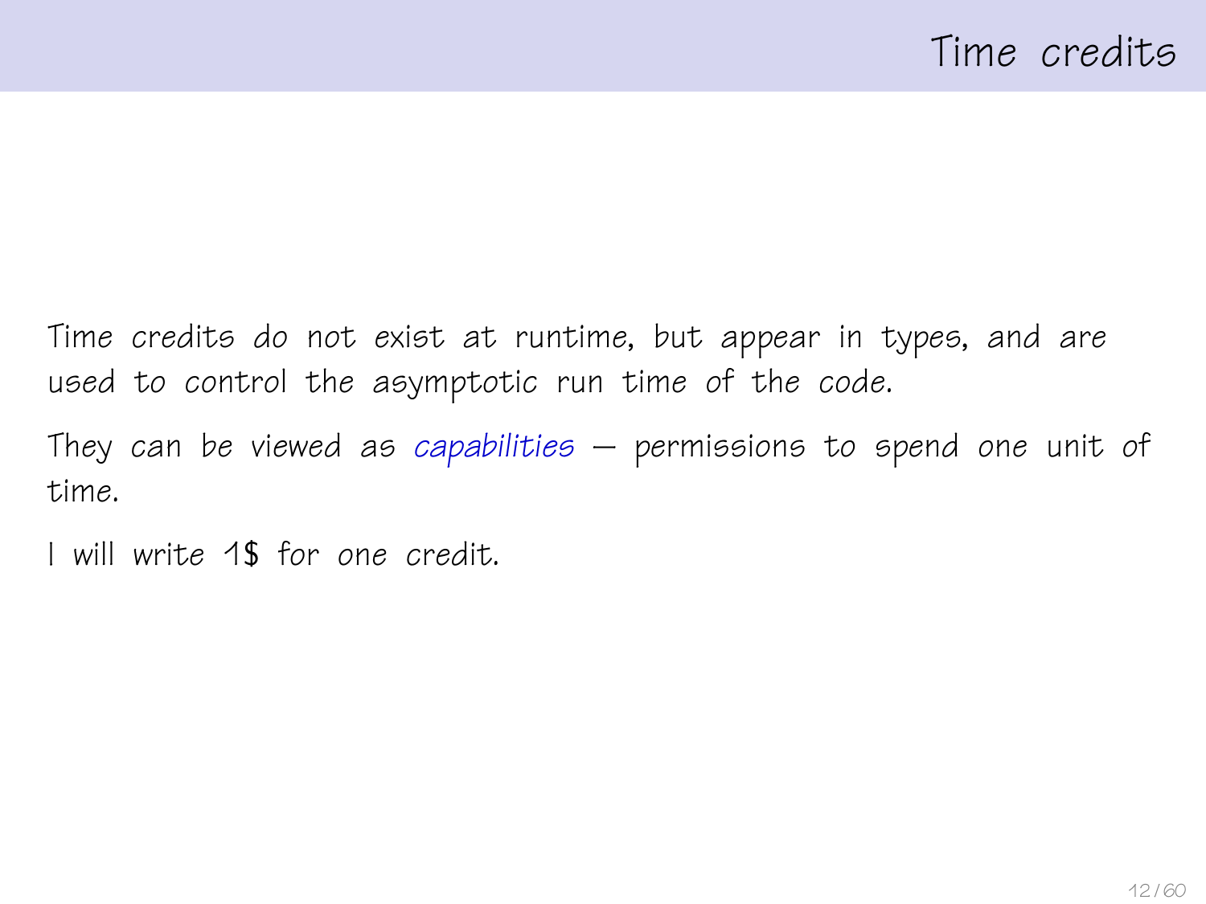# Time credits

Time credits do not exist at runtime, but appear in types, and are used to control the asymptotic run time of the code.

They can be viewed as *capabilities* — permissions to spend one unit of time.

I will write 1$ for one credit.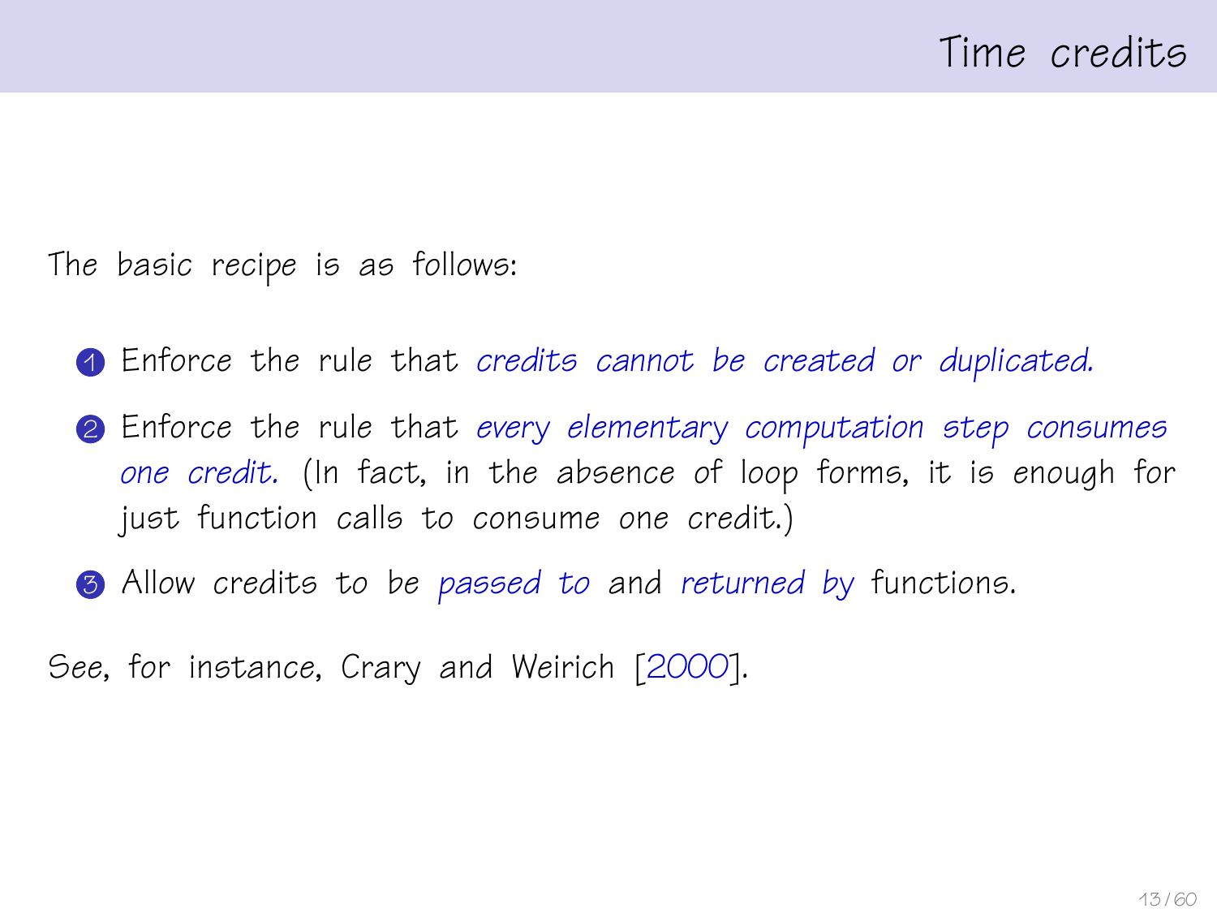# Time credits

The basic recipe is as follows:

1. Enforce the rule that *credits cannot be created or duplicated.*
2. Enforce the rule that *every elementary computation step consumes one credit.* (In fact, in the absence of loop forms, it is enough for just function calls to consume one credit.)
3. Allow credits to be *passed to* and *returned by* functions.

See, for instance, Crary and Weirich [2000].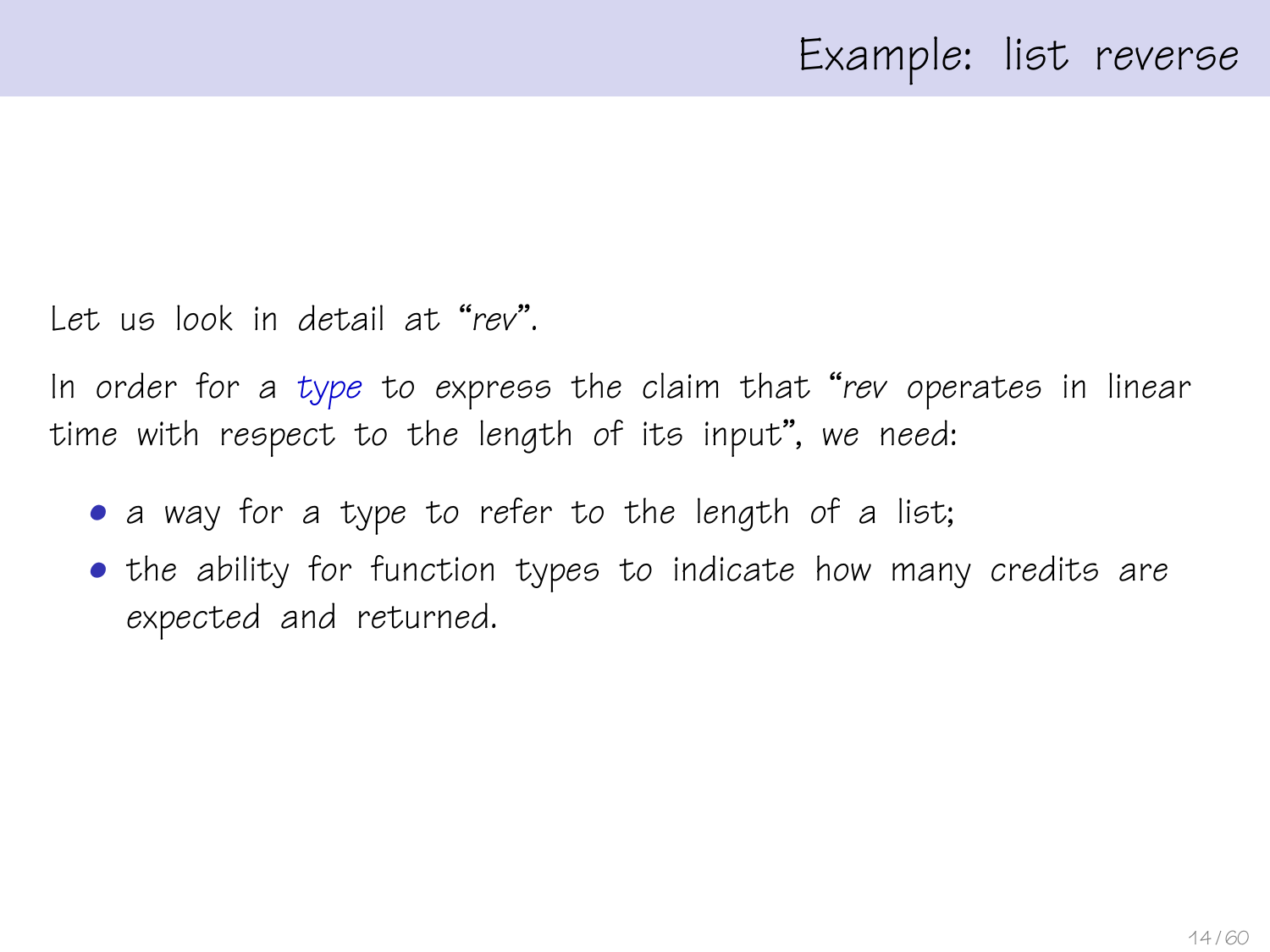# Example: list reverse

Let us look in detail at "*rev*".

In order for a *type* to express the claim that "*rev* operates in linear time with respect to the length of its input", we need:

- a way for a type to refer to the length of a list;
- the ability for function types to indicate how many credits are expected and returned.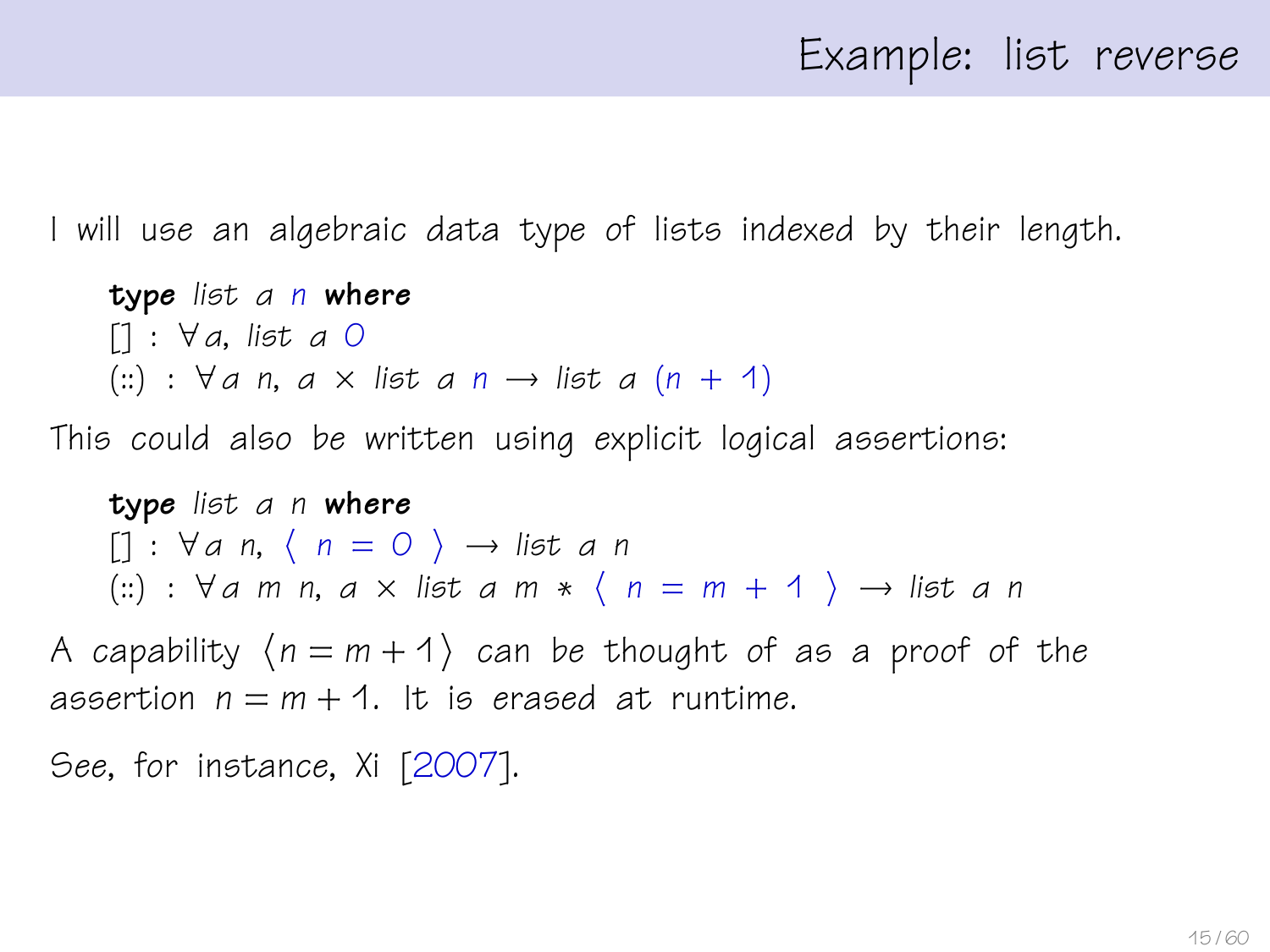# Example: list reverse

I will use an algebraic data type of lists indexed by their length.

```
type list a n where
[] : ∀a, list a 0
(::) : ∀a n, a × list a n → list a (n + 1)
```

This could also be written using explicit logical assertions:

```
type list a n where
[] : ∀a n, ⟨ n = 0 ⟩ → list a n
(::) : ∀a m n, a × list a m * ⟨ n = m + 1 ⟩ → list a n
```

A capability $\langle n = m + 1 \rangle$ can be thought of as a proof of the assertion $n = m + 1$. It is *erased* at runtime.

See, for instance, Xi [2007].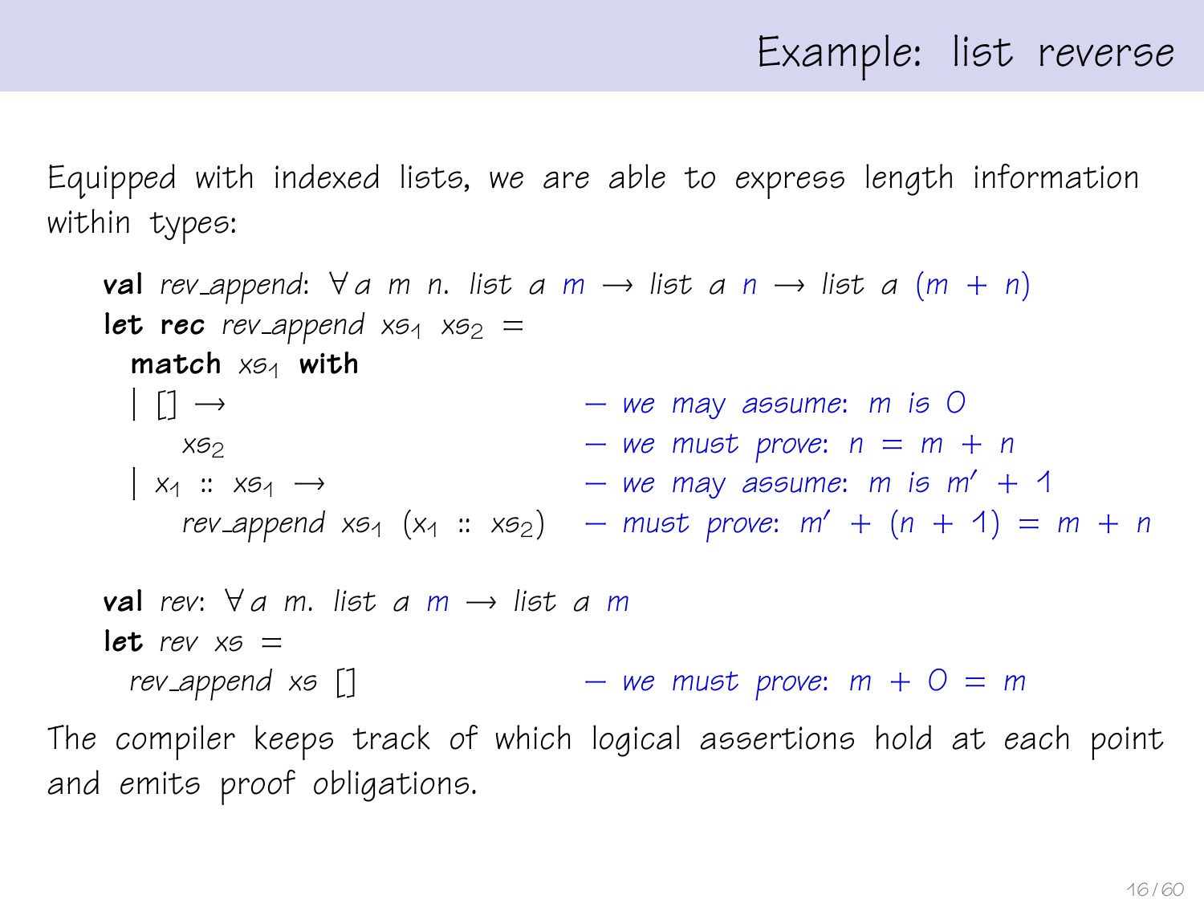# Example: list reverse

Equipped with indexed lists, we are able to express length information within types:

```
val rev_append: ∀ a m n. list a m → list a n → list a (m + n)
let rec rev_append xs1 xs2 =
  match xs1 with
  | [] →                               – we may assume: m is 0
      xs2                              – we must prove: n = m + n
  | x1 :: xs1 →                        – we may assume: m is m′ + 1
      rev_append xs1 (x1 :: xs2)       – must prove: m′ + (n + 1) = m + n

val rev: ∀ a m. list a m → list a m
let rev xs =
  rev_append xs []                     – we must prove: m + 0 = m
```

The compiler keeps track of which logical assertions hold at each point and emits proof obligations.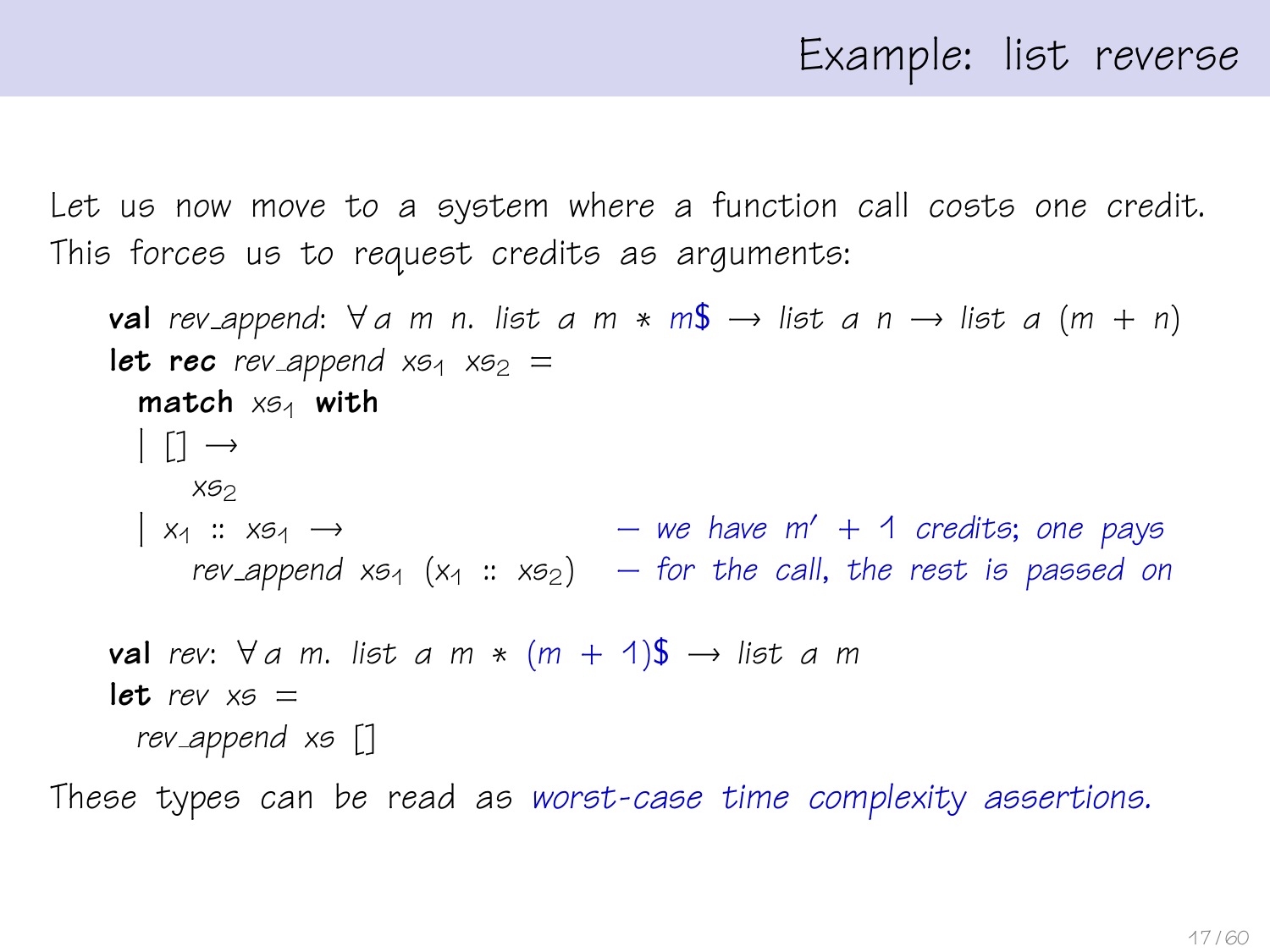## Example: list reverse

Let us now move to a system where a function call costs one credit. This forces us to request credits as arguments:

```
val rev_append: ∀ a m n. list a m * m$ → list a n → list a (m + n)
let rec rev_append xs1 xs2 =
  match xs1 with
  | [] →
      xs2
  | x1 :: xs1 →                      – we have m′ + 1 credits; one pays
      rev_append xs1 (x1 :: xs2)     – for the call, the rest is passed on

val rev: ∀ a m. list a m * (m + 1)$ → list a m
let rev xs =
  rev_append xs []
```

These types can be read as *worst-case time complexity assertions.*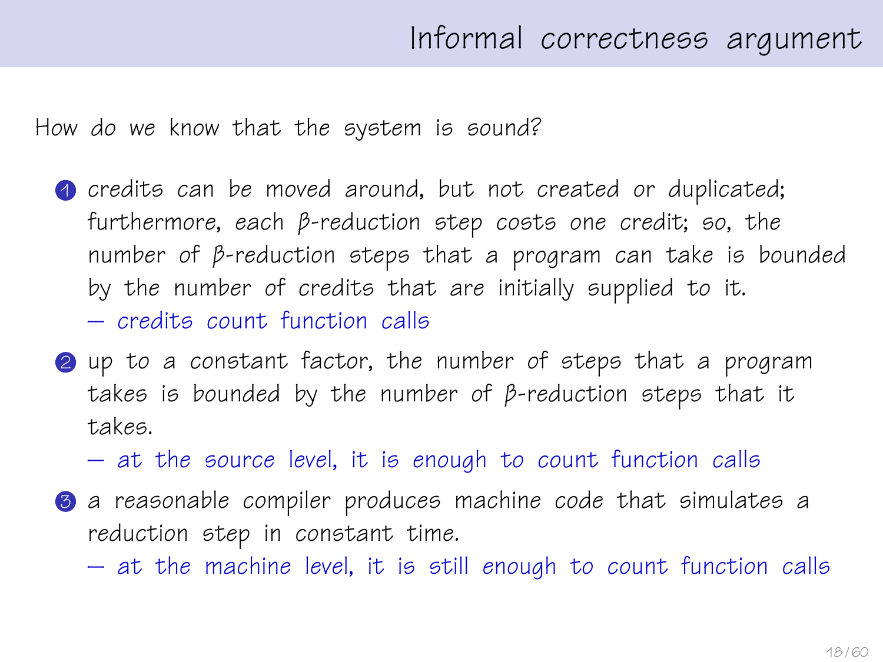# Informal correctness argument

How do we know that the system is sound?

1. credits can be moved around, but not created or duplicated; furthermore, each $\beta$-reduction step costs one credit; so, the number of $\beta$-reduction steps that a program can take is bounded by the number of credits that are initially supplied to it.
   — credits count function calls
2. up to a constant factor, the number of steps that a program takes is bounded by the number of $\beta$-reduction steps that it takes.
   — at the source level, it is enough to count function calls
3. a reasonable compiler produces machine code that simulates a reduction step in constant time.
   — at the machine level, it is still enough to count function calls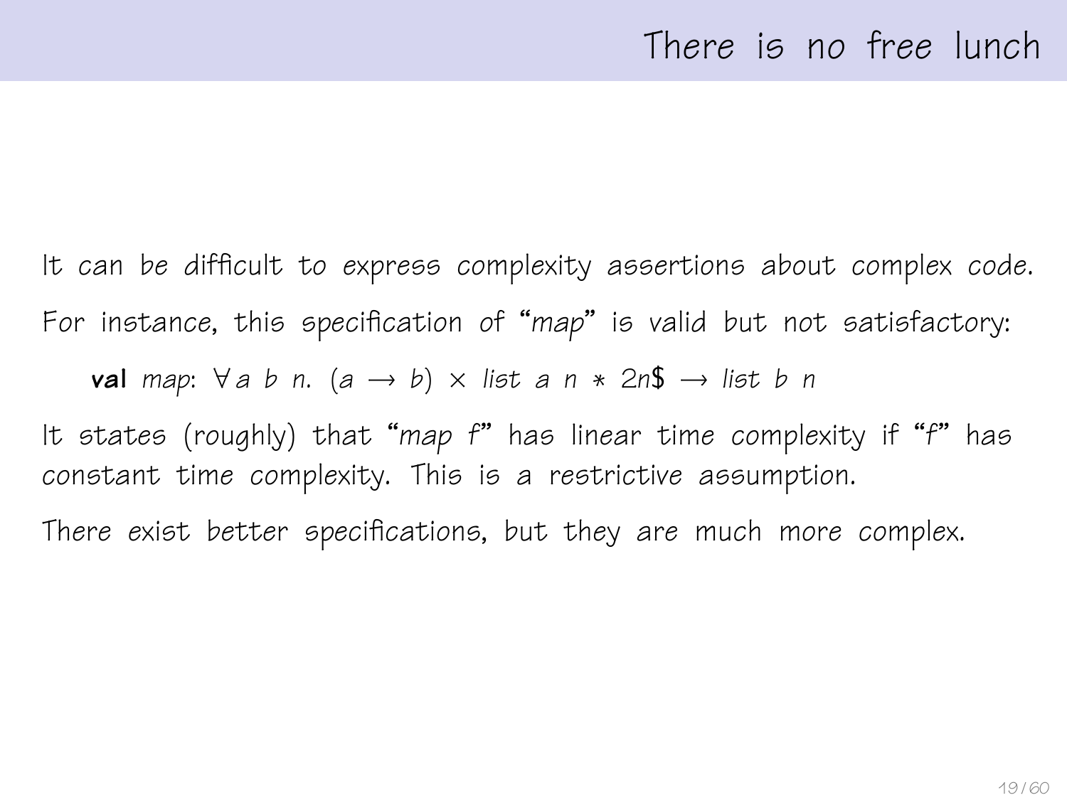# There is no free lunch

It can be difficult to express complexity assertions about complex code.

For instance, this specification of "*map*" is valid but not satisfactory:

```
val map: ∀ a b n. (a → b) × list a n * 2n$ → list b n
```

It states (roughly) that "*map f*" has linear time complexity if "*f*" has constant time complexity. This is a restrictive assumption.

There exist better specifications, but they are much more complex.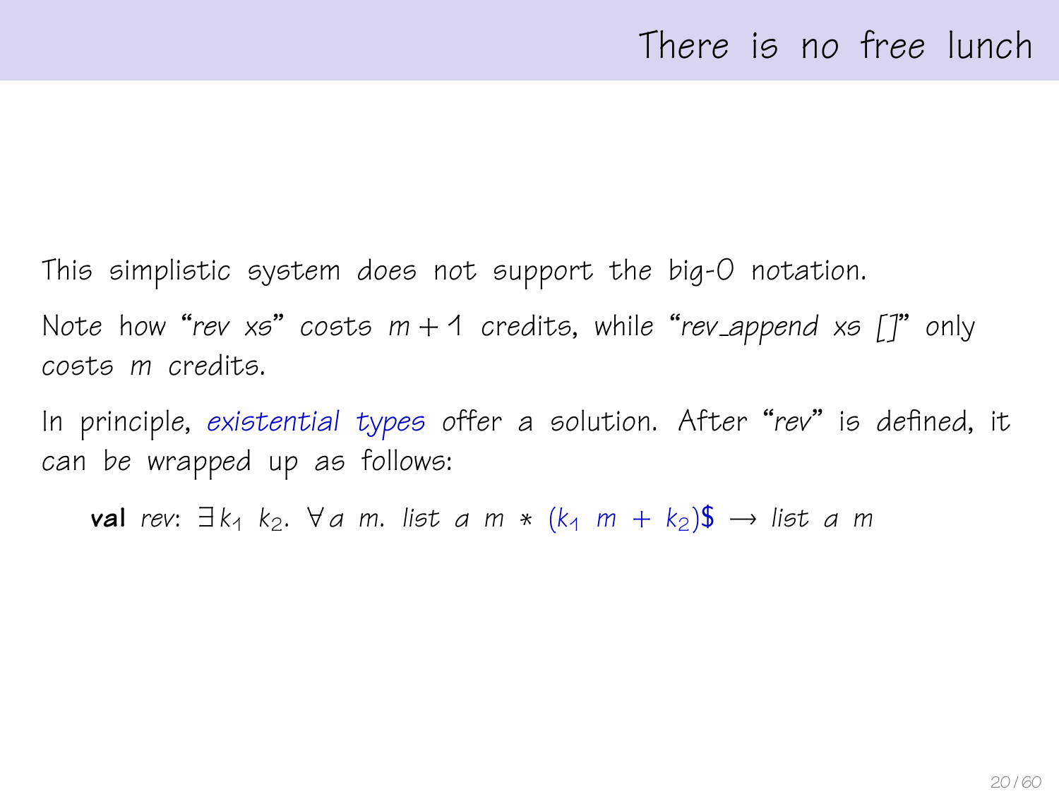# There is no free lunch

This simplistic system does not support the big-O notation.

Note how "*rev xs*" costs $m + 1$ credits, while "*rev_append xs []*" only costs $m$ credits.

In principle, *existential types* offer a solution. After "*rev*" is defined, it can be wrapped up as follows:

$$\textbf{val}\ \mathit{rev}\colon\ \exists k_1\ k_2.\ \forall a\ m.\ \mathit{list}\ a\ m\ *\ (k_1\ m + k_2)\$ \rightarrow \mathit{list}\ a\ m$$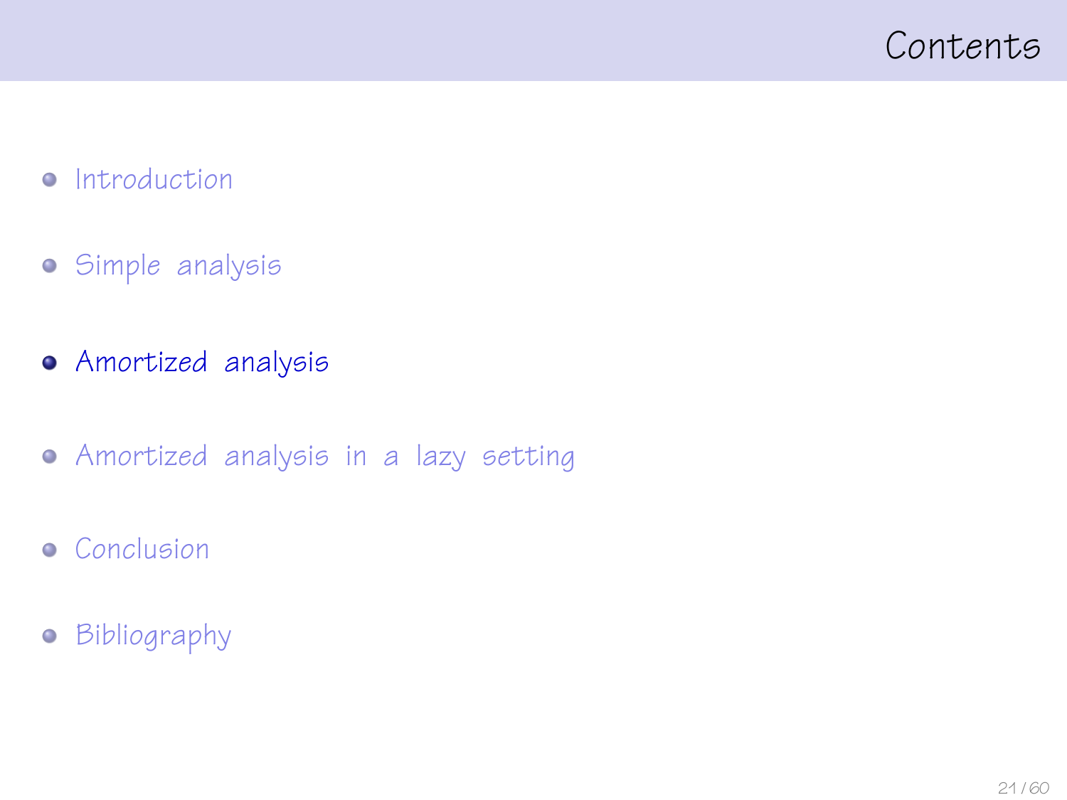# Contents

- Introduction
- Simple analysis
- **Amortized analysis**
- Amortized analysis in a lazy setting
- Conclusion
- Bibliography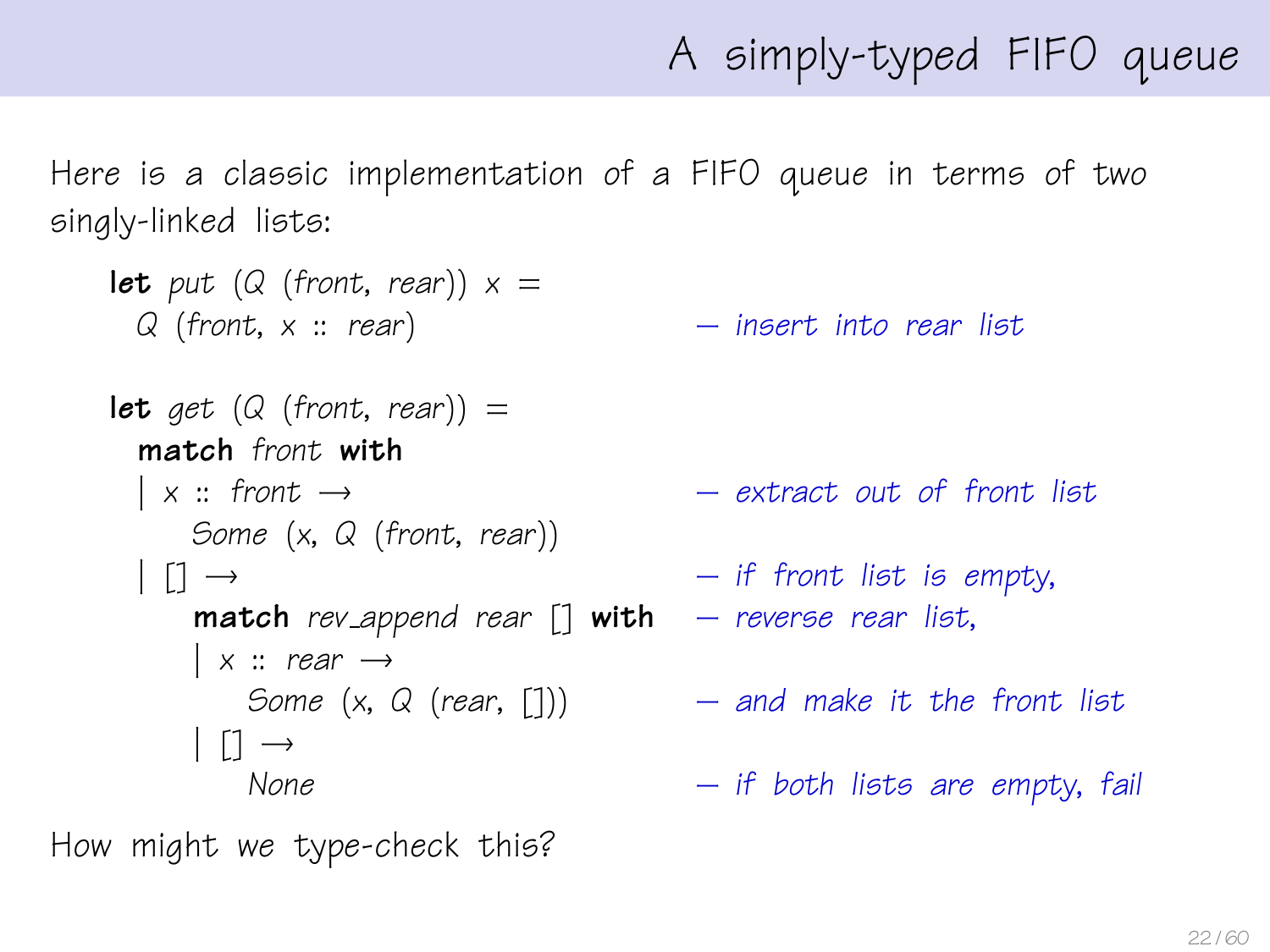# A simply-typed FIFO queue

Here is a classic implementation of a FIFO queue in terms of two singly-linked lists:

```
let put (Q (front, rear)) x =
  Q (front, x :: rear)                   — insert into rear list

let get (Q (front, rear)) =
  match front with
  | x :: front →                         — extract out of front list
      Some (x, Q (front, rear))
  | [] →                                 — if front list is empty,
      match rev_append rear [] with      — reverse rear list,
      | x :: rear →
          Some (x, Q (rear, []))         — and make it the front list
      | [] →
          None                           — if both lists are empty, fail
```

How might we type-check this?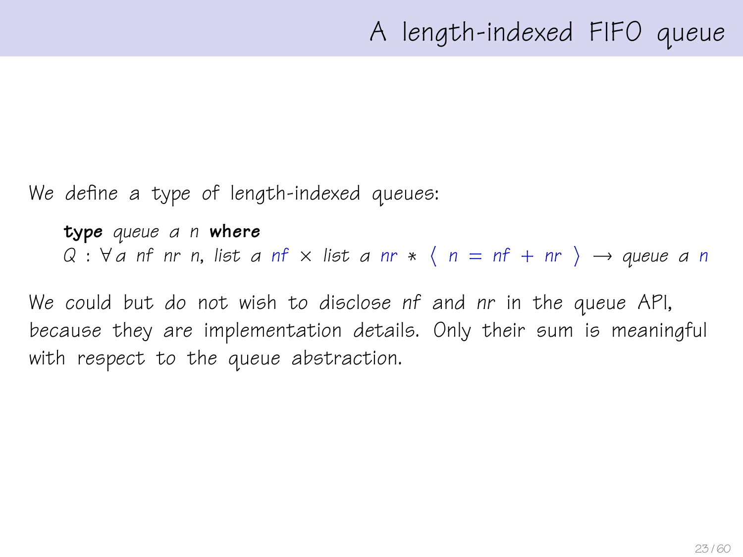# A length-indexed FIFO queue

We define a type of length-indexed queues:

```
type queue a n where
Q : ∀ a nf nr n, list a nf × list a nr * ⟨ n = nf + nr ⟩ → queue a n
```

We could but do not wish to disclose *nf* and *nr* in the queue API, because they are implementation details. Only their sum is meaningful with respect to the queue abstraction.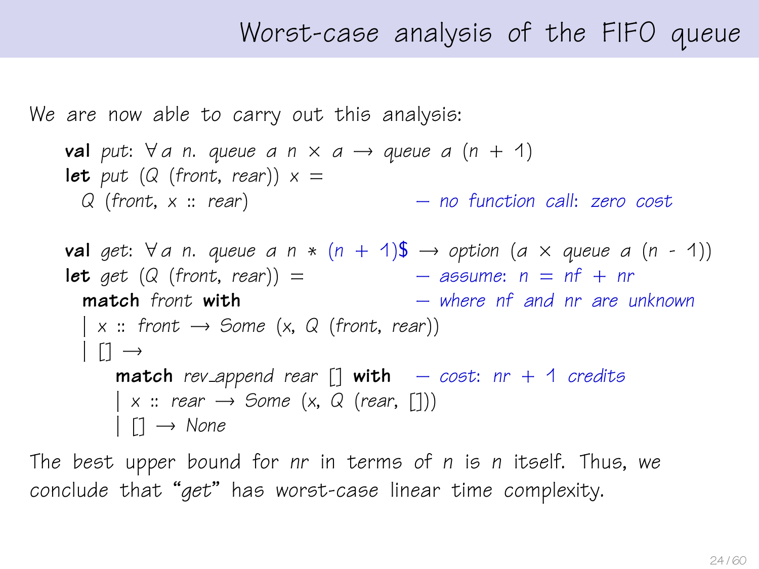# Worst-case analysis of the FIFO queue

We are now able to carry out this analysis:

```
val put: ∀a n. queue a n × a → queue a (n + 1)
let put (Q (front, rear)) x =
  Q (front, x :: rear)                    — no function call: zero cost

val get: ∀a n. queue a n * (n + 1)$ → option (a × queue a (n - 1))
let get (Q (front, rear)) =               — assume: n = nf + nr
  match front with                        — where nf and nr are unknown
  | x :: front → Some (x, Q (front, rear))
  | [] →
      match rev_append rear [] with       — cost: nr + 1 credits
      | x :: rear → Some (x, Q (rear, []))
      | [] → None
```

The best upper bound for *nr* in terms of *n* is *n* itself. Thus, we conclude that "*get*" has worst-case linear time complexity.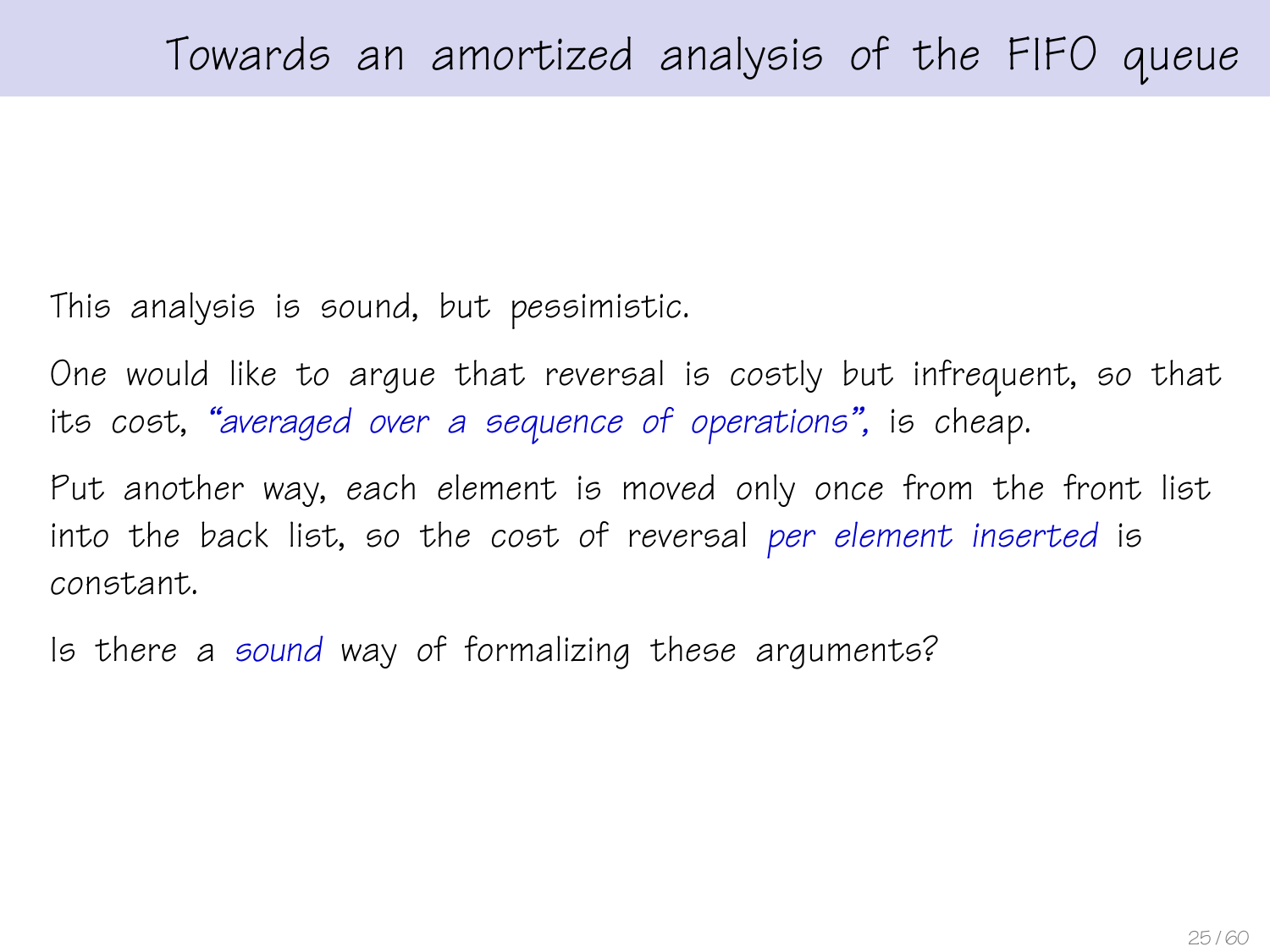# Towards an amortized analysis of the FIFO queue

This analysis is sound, but pessimistic.

One would like to argue that reversal is costly but infrequent, so that its cost, *"averaged over a sequence of operations"*, is cheap.

Put another way, each element is moved only once from the front list into the back list, so the cost of reversal *per element inserted* is constant.

Is there a *sound* way of formalizing these arguments?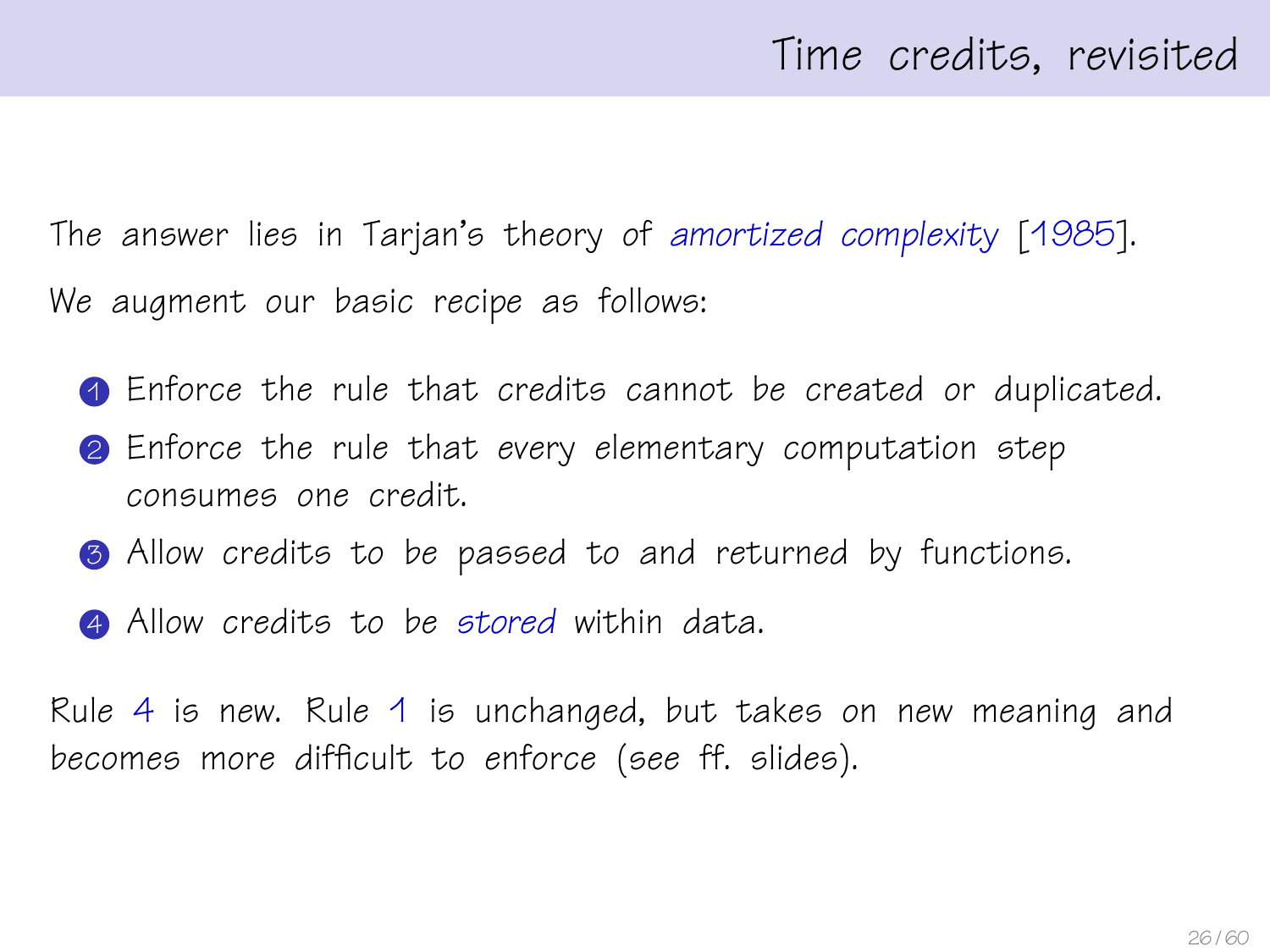# Time credits, revisited

The answer lies in Tarjan's theory of *amortized complexity* [1985].

We augment our basic recipe as follows:

1. Enforce the rule that credits cannot be created or duplicated.
2. Enforce the rule that every elementary computation step consumes one credit.
3. Allow credits to be passed to and returned by functions.
4. Allow credits to be *stored* within data.

Rule 4 is new. Rule 1 is unchanged, but takes on new meaning and becomes more difficult to enforce (see ff. slides).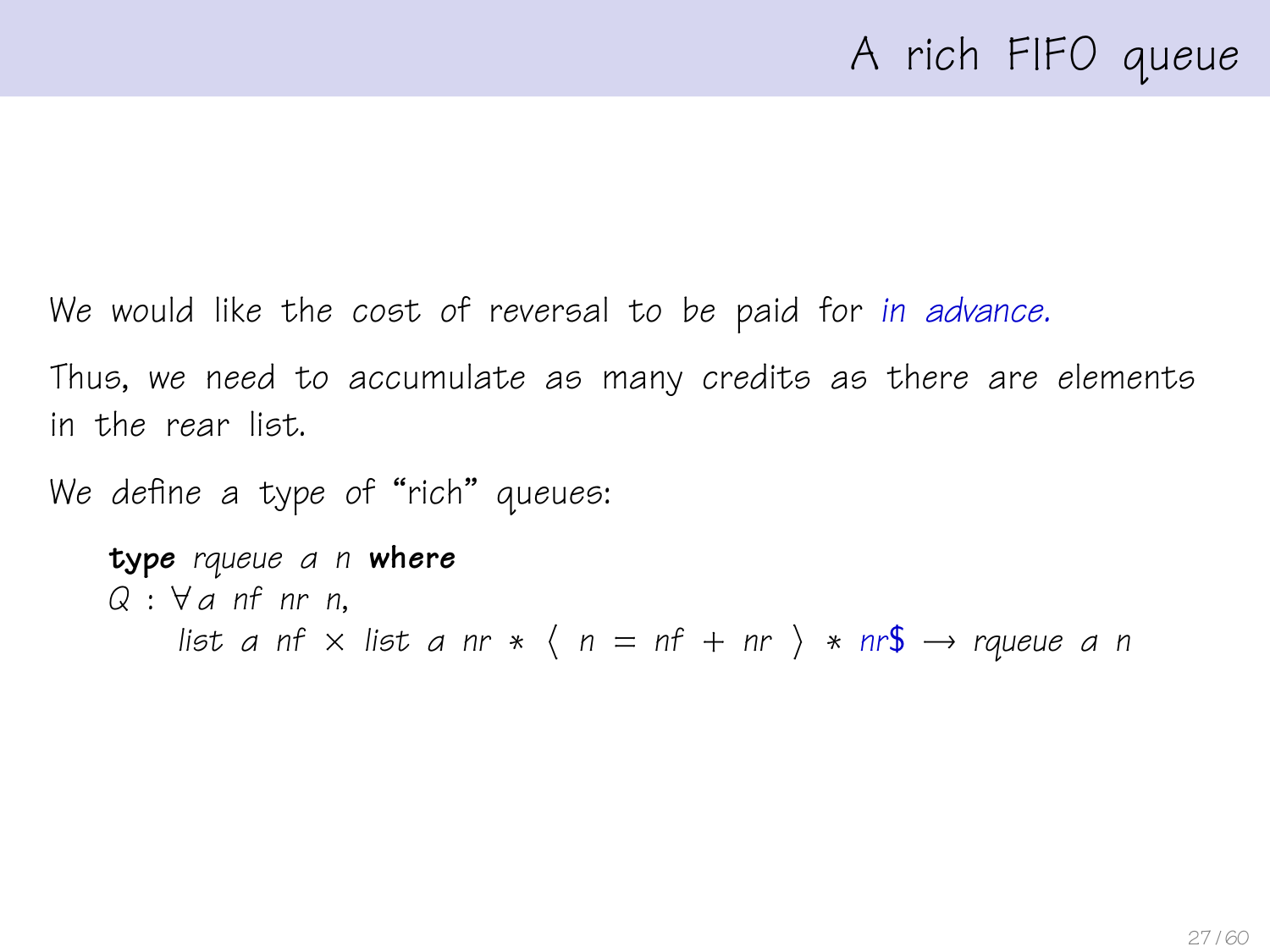# A rich FIFO queue

We would like the cost of reversal to be paid for *in advance.*

Thus, we need to accumulate as many credits as there are elements in the rear list.

We define a type of "rich" queues:

```
type rqueue a n where
Q : ∀ a nf nr n,
    list a nf × list a nr * ⟨ n = nf + nr ⟩ * nr$ → rqueue a n
```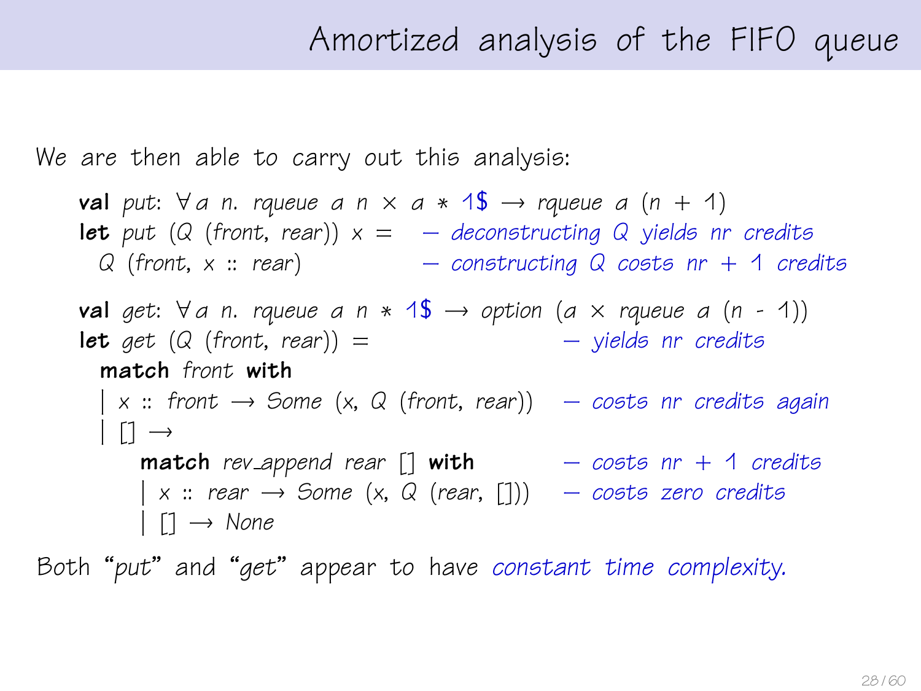# Amortized analysis of the FIFO queue

We are then able to carry out this analysis:

```
val put: ∀ a n. rqueue a n × a * 1$ → rqueue a (n + 1)
let put (Q (front, rear)) x =    – deconstructing Q yields nr credits
  Q (front, x :: rear)           – constructing Q costs nr + 1 credits

val get: ∀ a n. rqueue a n * 1$ → option (a × rqueue a (n - 1))
let get (Q (front, rear)) =                    – yields nr credits
  match front with
  | x :: front → Some (x, Q (front, rear))     – costs nr credits again
  | [] →
      match rev_append rear [] with            – costs nr + 1 credits
      | x :: rear → Some (x, Q (rear, []))     – costs zero credits
      | [] → None
```

Both "*put*" and "*get*" appear to have constant time complexity.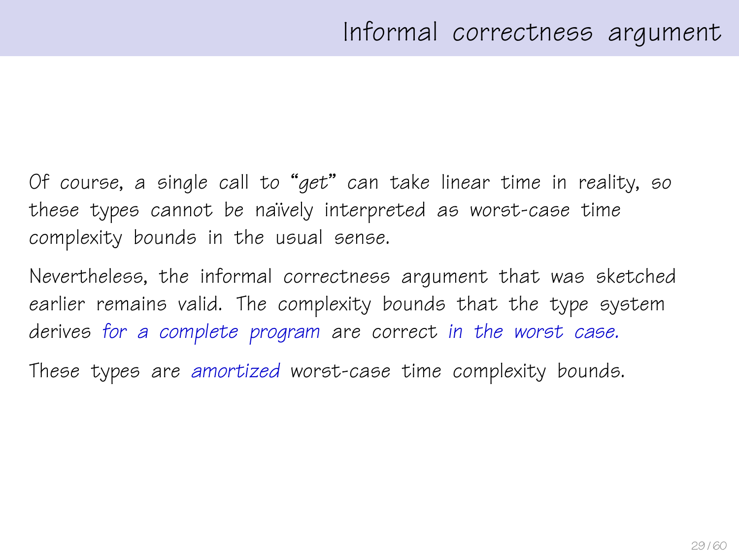# Informal correctness argument

Of course, a single call to "*get*" can take linear time in reality, so these types cannot be naïvely interpreted as worst-case time complexity bounds in the usual sense.

Nevertheless, the informal correctness argument that was sketched earlier remains valid. The complexity bounds that the type system derives *for a complete program* are correct *in the worst case.*

These types are *amortized* worst-case time complexity bounds.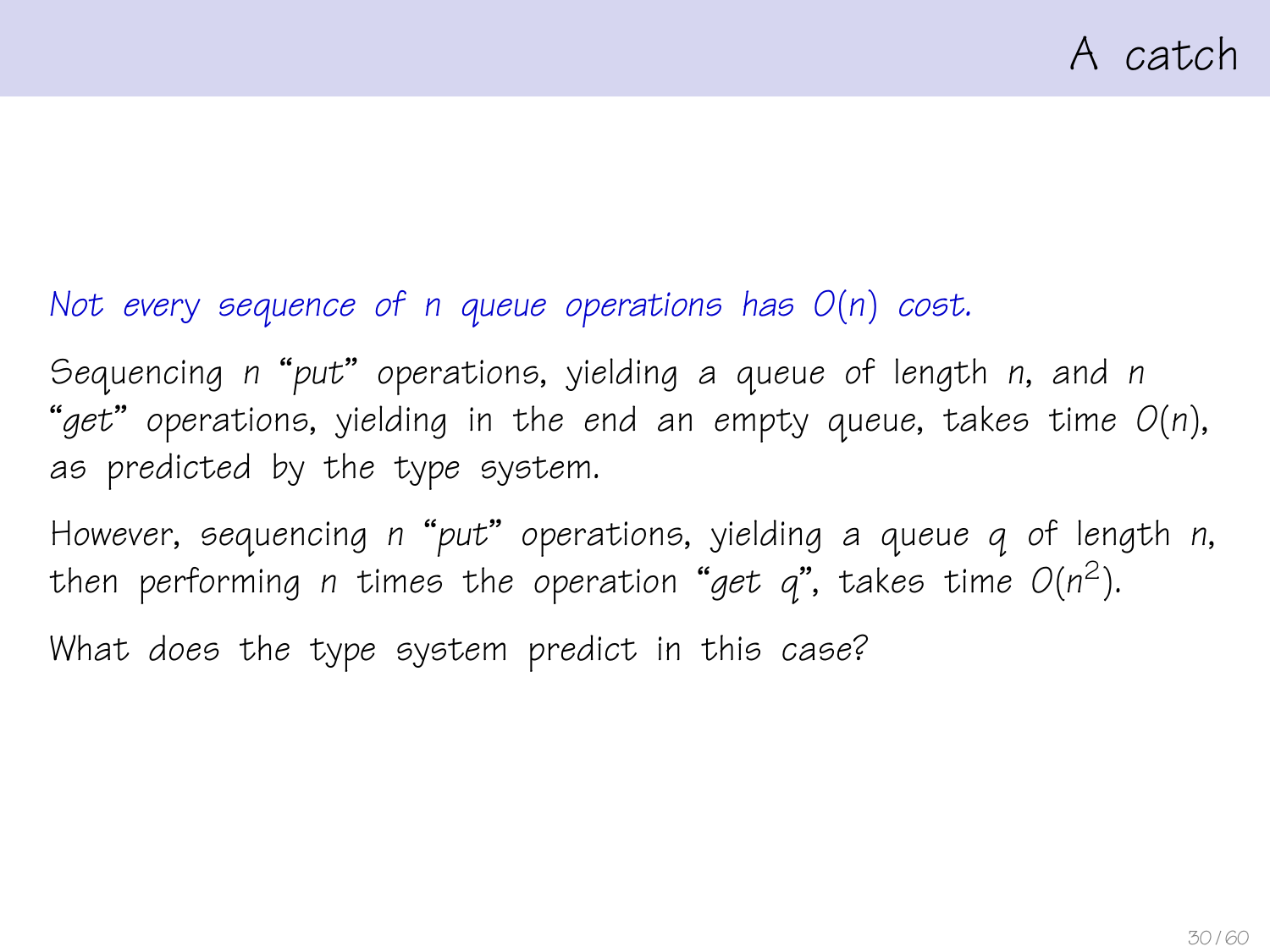# A catch

*Not every sequence of $n$ queue operations has $O(n)$ cost.*

Sequencing $n$ "*put*" operations, yielding a queue of length $n$, and $n$ "*get*" operations, yielding in the end an empty queue, takes time $O(n)$, as predicted by the type system.

However, sequencing $n$ "*put*" operations, yielding a queue $q$ of length $n$, then performing $n$ times the operation "*get* $q$", takes time $O(n^2)$.

What does the type system predict in this case?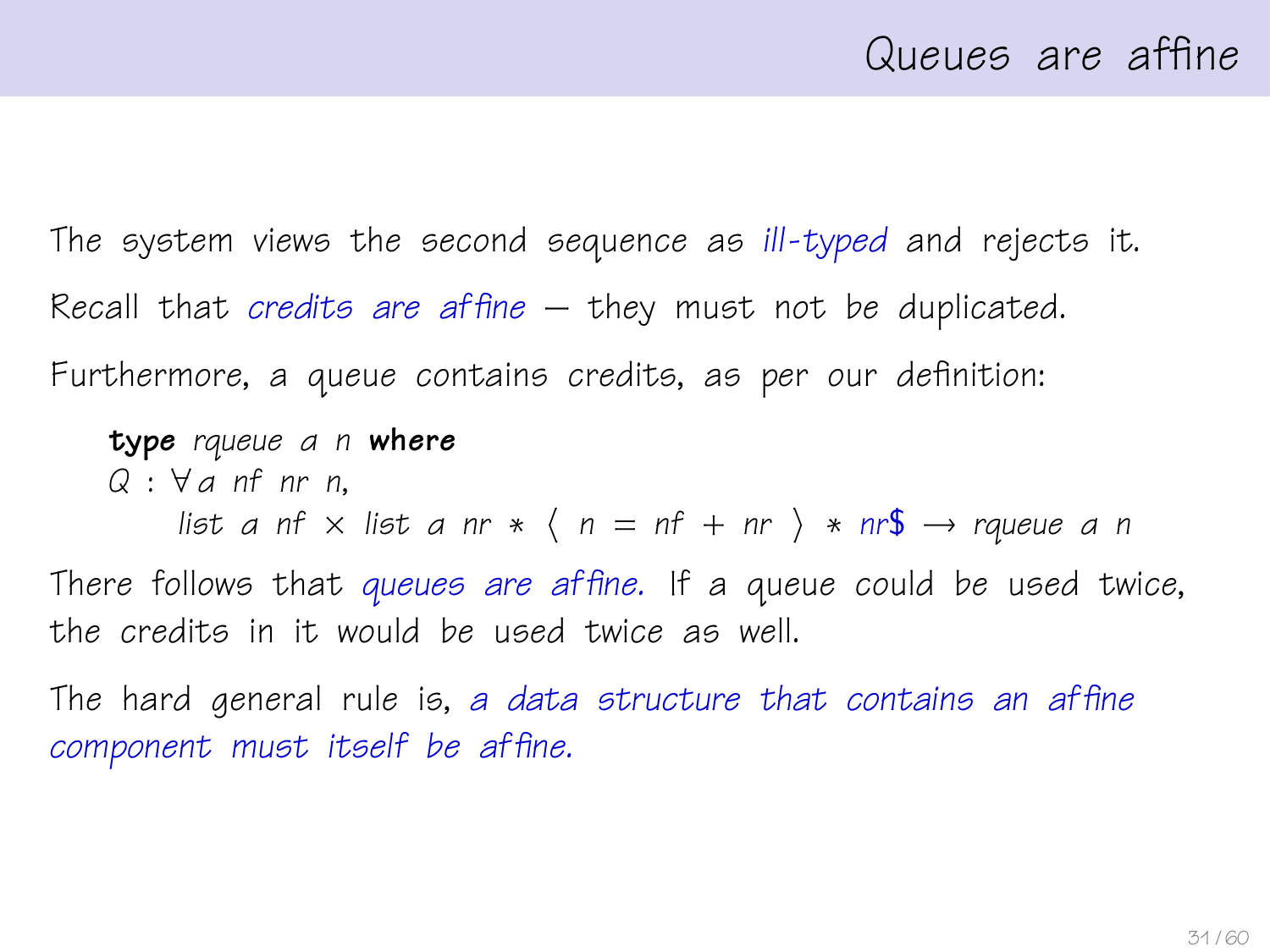# Queues are affine

The system views the second sequence as *ill-typed* and rejects it.

Recall that *credits are affine* — they must not be duplicated.

Furthermore, a queue contains credits, as per our definition:

```
type rqueue a n where
Q : ∀ a nf nr n,
    list a nf × list a nr ∗ ⟨ n = nf + nr ⟩ ∗ nr$ → rqueue a n
```

There follows that *queues are affine.* If a queue could be used twice, the credits in it would be used twice as well.

The hard general rule is, *a data structure that contains an affine component must itself be affine.*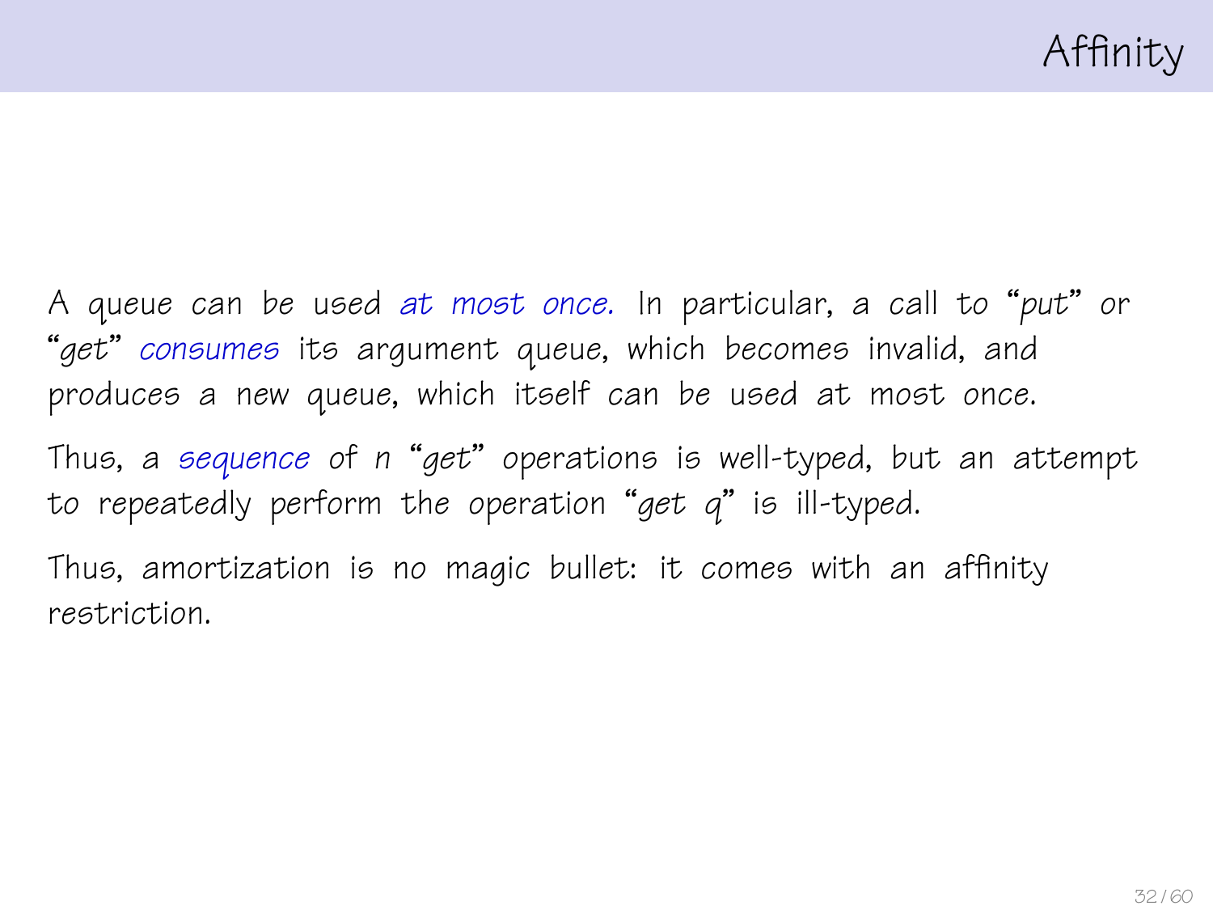# Affinity

A queue can be used *at most once.* In particular, a call to "*put*" or "*get*" *consumes* its argument queue, which becomes invalid, and produces a new queue, which itself can be used at most once.

Thus, a *sequence* of $n$ "*get*" operations is well-typed, but an attempt to repeatedly perform the operation "*get q*" is ill-typed.

Thus, amortization is no magic bullet: it comes with an affinity restriction.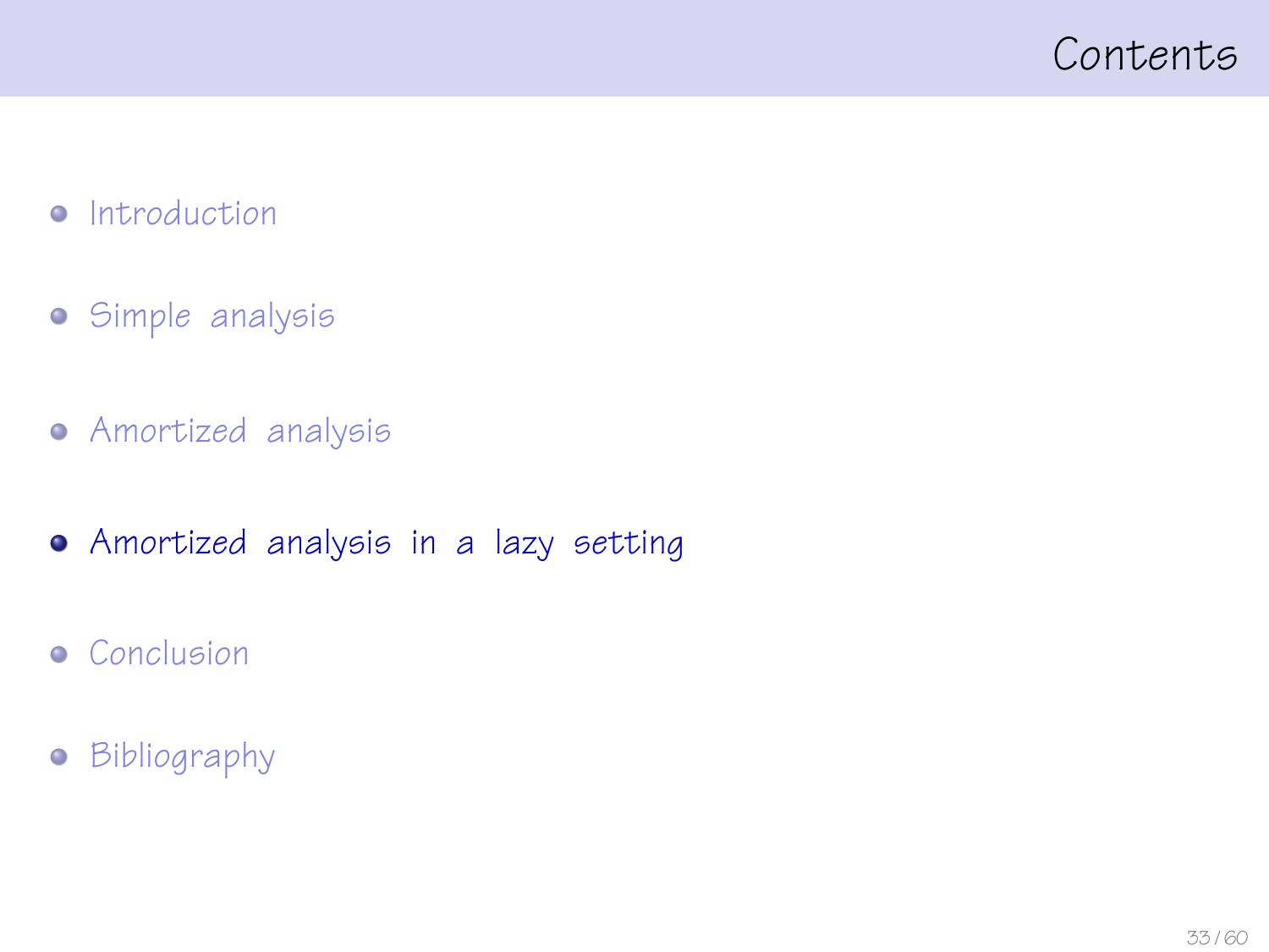# Contents

- Introduction
- Simple analysis
- Amortized analysis
- **Amortized analysis in a lazy setting**
- Conclusion
- Bibliography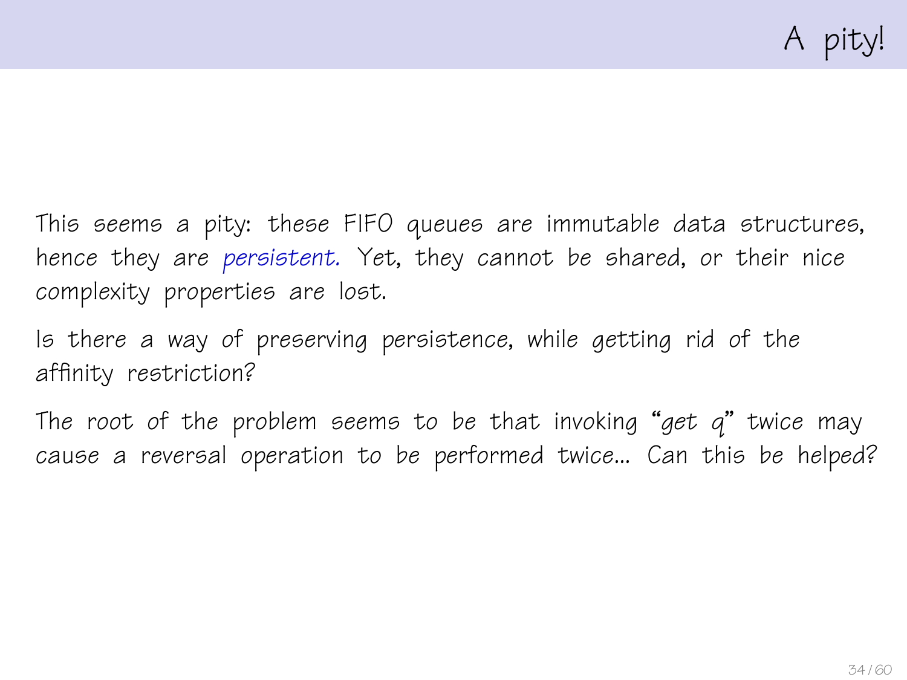# A pity!

This seems a pity: these FIFO queues are immutable data structures, hence they are *persistent.* Yet, they cannot be shared, or their nice complexity properties are lost.

Is there a way of preserving persistence, while getting rid of the affinity restriction?

The root of the problem seems to be that invoking "*get q*" twice may cause a reversal operation to be performed twice... Can this be helped?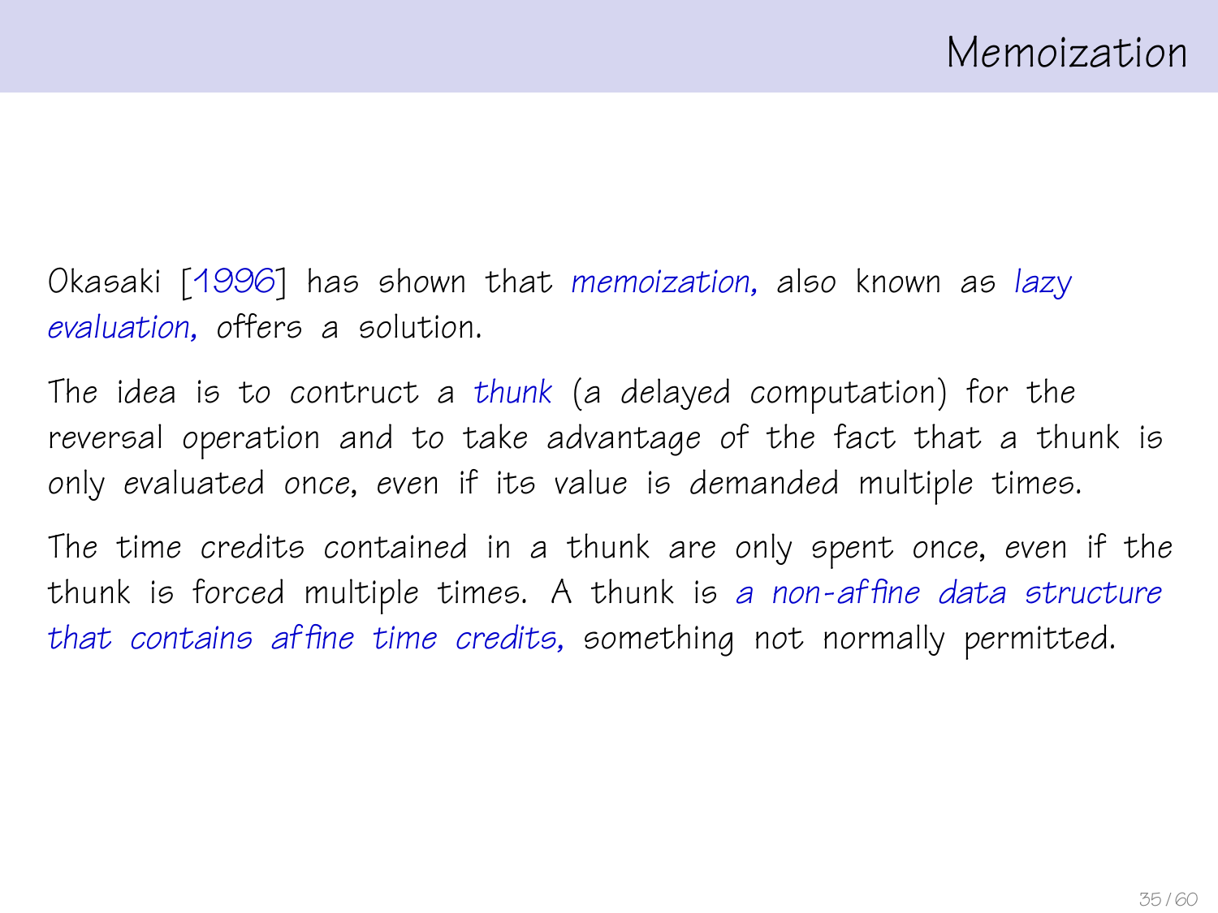# Memoization

Okasaki [1996] has shown that *memoization,* also known as *lazy evaluation,* offers a solution.

The idea is to contruct a *thunk* (a delayed computation) for the reversal operation and to take advantage of the fact that a thunk is only evaluated once, even if its value is demanded multiple times.

The time credits contained in a thunk are only spent once, even if the thunk is forced multiple times. A thunk is *a non-affine data structure that contains affine time credits,* something not normally permitted.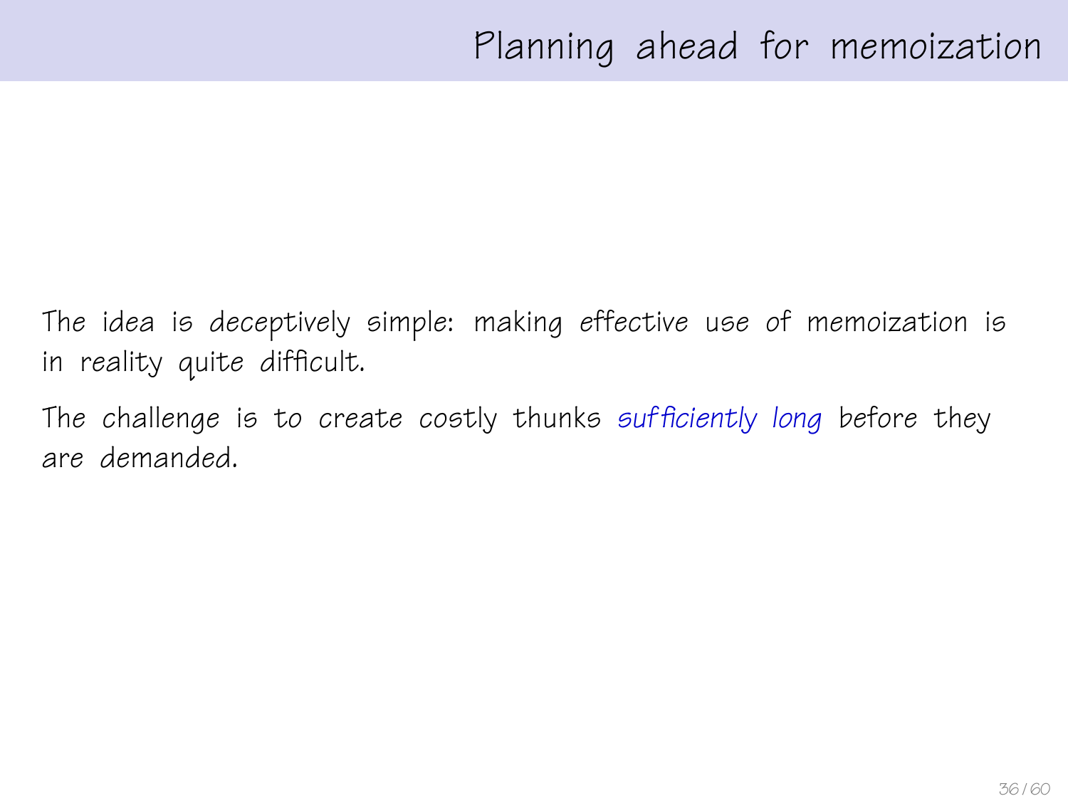# Planning ahead for memoization

The idea is deceptively simple: making effective use of memoization is in reality quite difficult.

The challenge is to create costly thunks *sufficiently long* before they are demanded.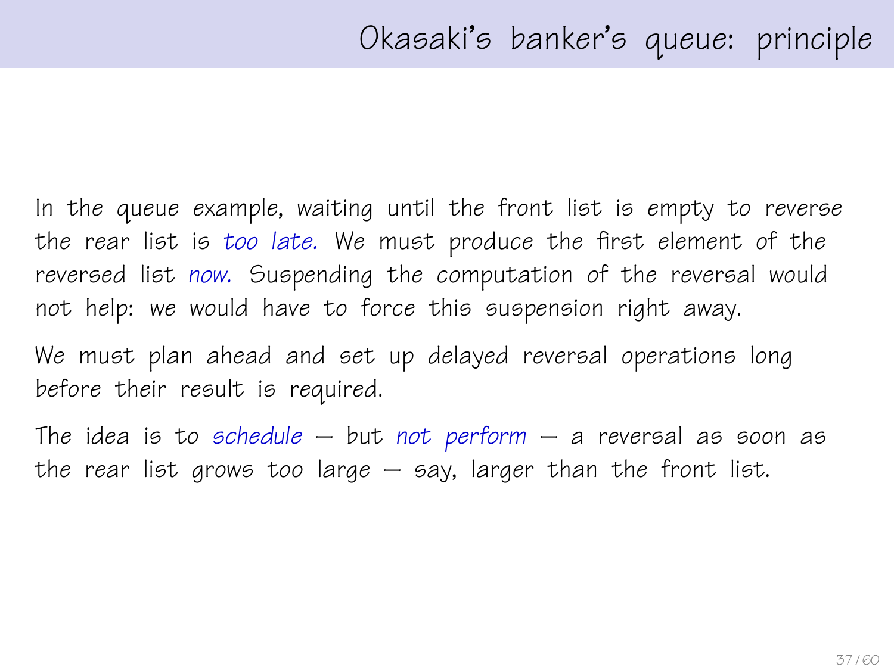# Okasaki's banker's queue: principle

In the queue example, waiting until the front list is empty to reverse the rear list is *too late.* We must produce the first element of the reversed list *now.* Suspending the computation of the reversal would not help: we would have to force this suspension right away.

We must plan ahead and set up delayed reversal operations long before their result is required.

The idea is to *schedule* — but *not perform* — a reversal as soon as the rear list grows too large — say, larger than the front list.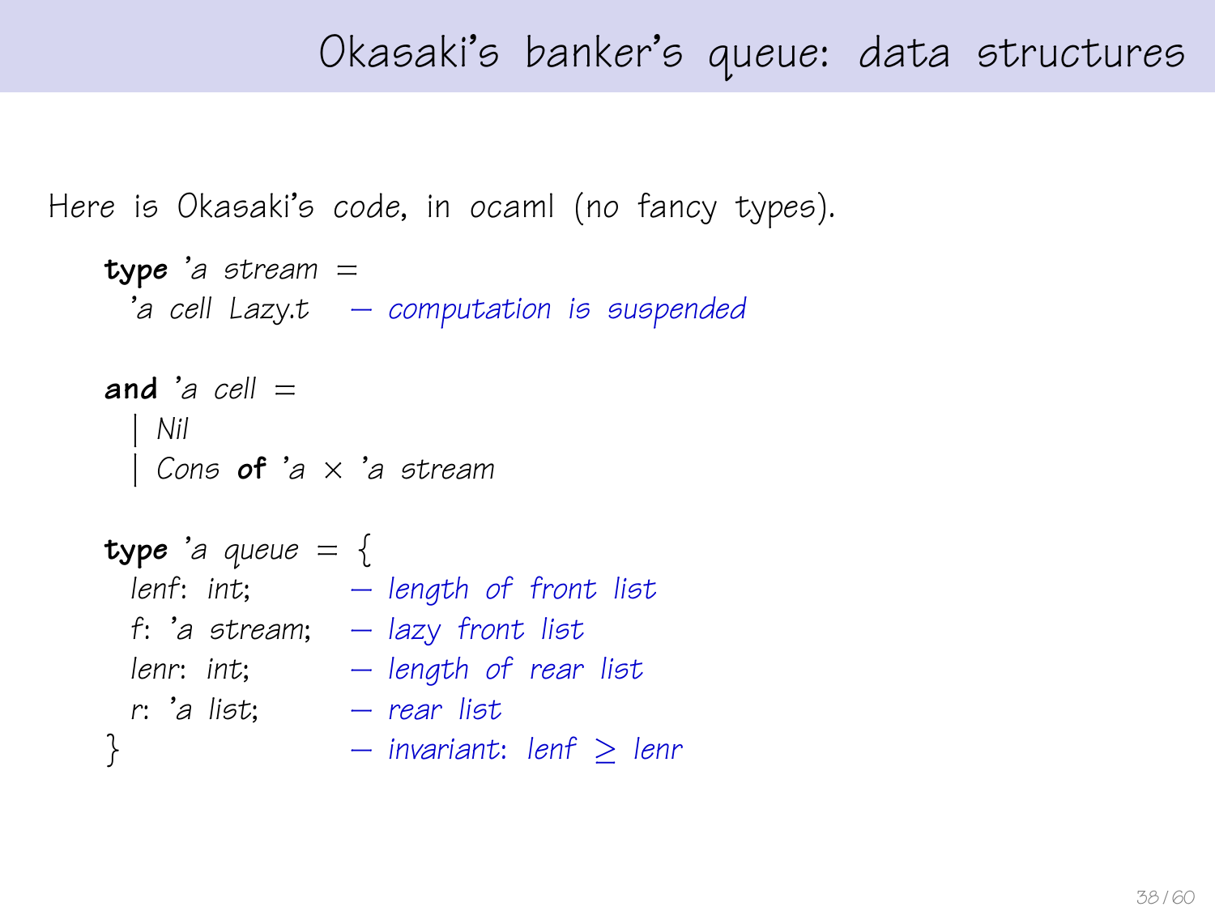# Okasaki's banker's queue: data structures

Here is Okasaki's code, in ocaml (no fancy types).

```
type 'a stream =
  'a cell Lazy.t   – computation is suspended

and 'a cell =
  | Nil
  | Cons of 'a × 'a stream

type 'a queue = {
  lenf: int;         – length of front list
  f: 'a stream;      – lazy front list
  lenr: int;         – length of rear list
  r: 'a list;        – rear list
}                    – invariant: lenf ≥ lenr
```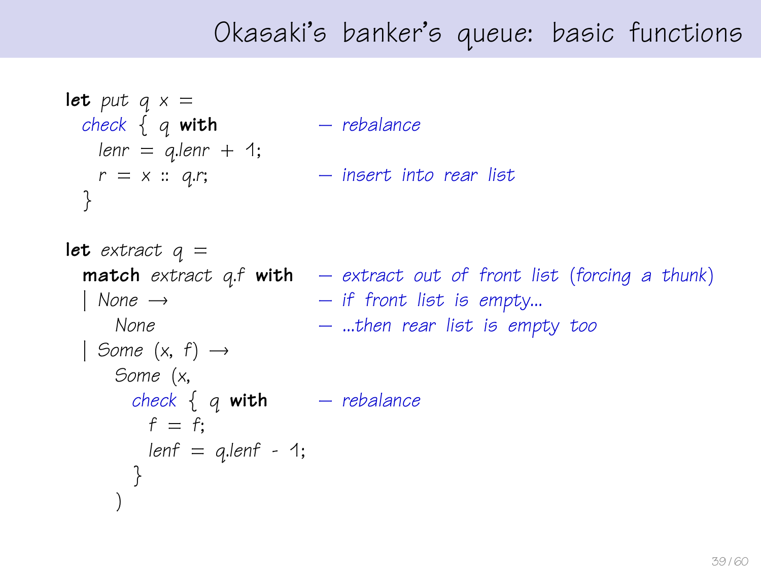# Okasaki's banker's queue: basic functions

```
let put q x =
  check { q with                  — rebalance
    lenr = q.lenr + 1;
    r = x :: q.r;                 — insert into rear list
  }

let extract q =
  match extract q.f with          — extract out of front list (forcing a thunk)
  | None →                        — if front list is empty...
      None                        — ...then rear list is empty too
  | Some (x, f) →
      Some (x,
        check { q with            — rebalance
          f = f;
          lenf = q.lenf - 1;
        }
      )
```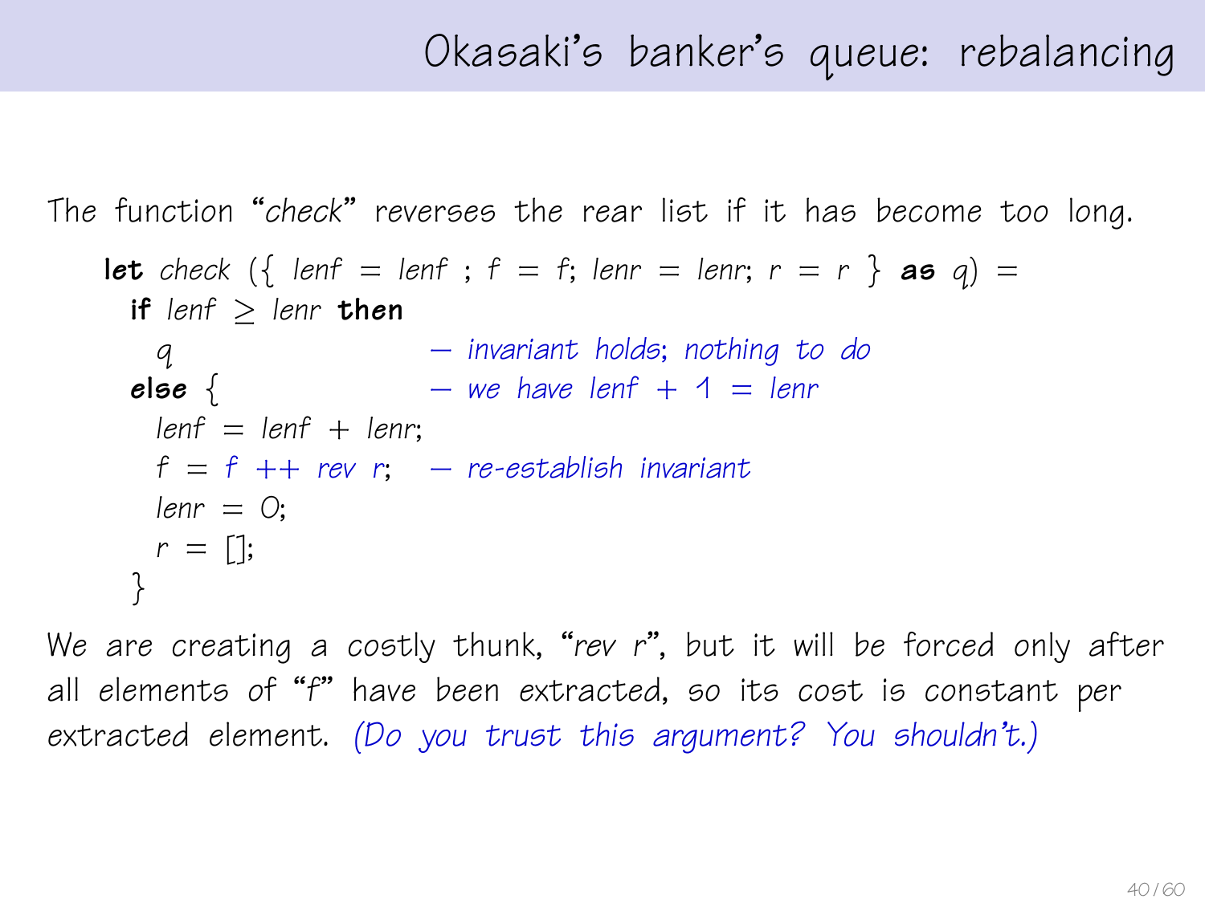# Okasaki's banker's queue: rebalancing

The function "*check*" reverses the rear list if it has become too long.

```
let check ({ lenf = lenf ; f = f; lenr = lenr; r = r } as q) =
  if lenf ≥ lenr then
    q                    — invariant holds; nothing to do
  else {                 — we have lenf + 1 = lenr
    lenf = lenf + lenr;
    f = f ++ rev r;      — re-establish invariant
    lenr = 0;
    r = [];
  }
```

We are creating a costly thunk, "*rev r*", but it will be forced only after all elements of "*f*" have been extracted, so its cost is constant per extracted element. *(Do you trust this argument? You shouldn't.)*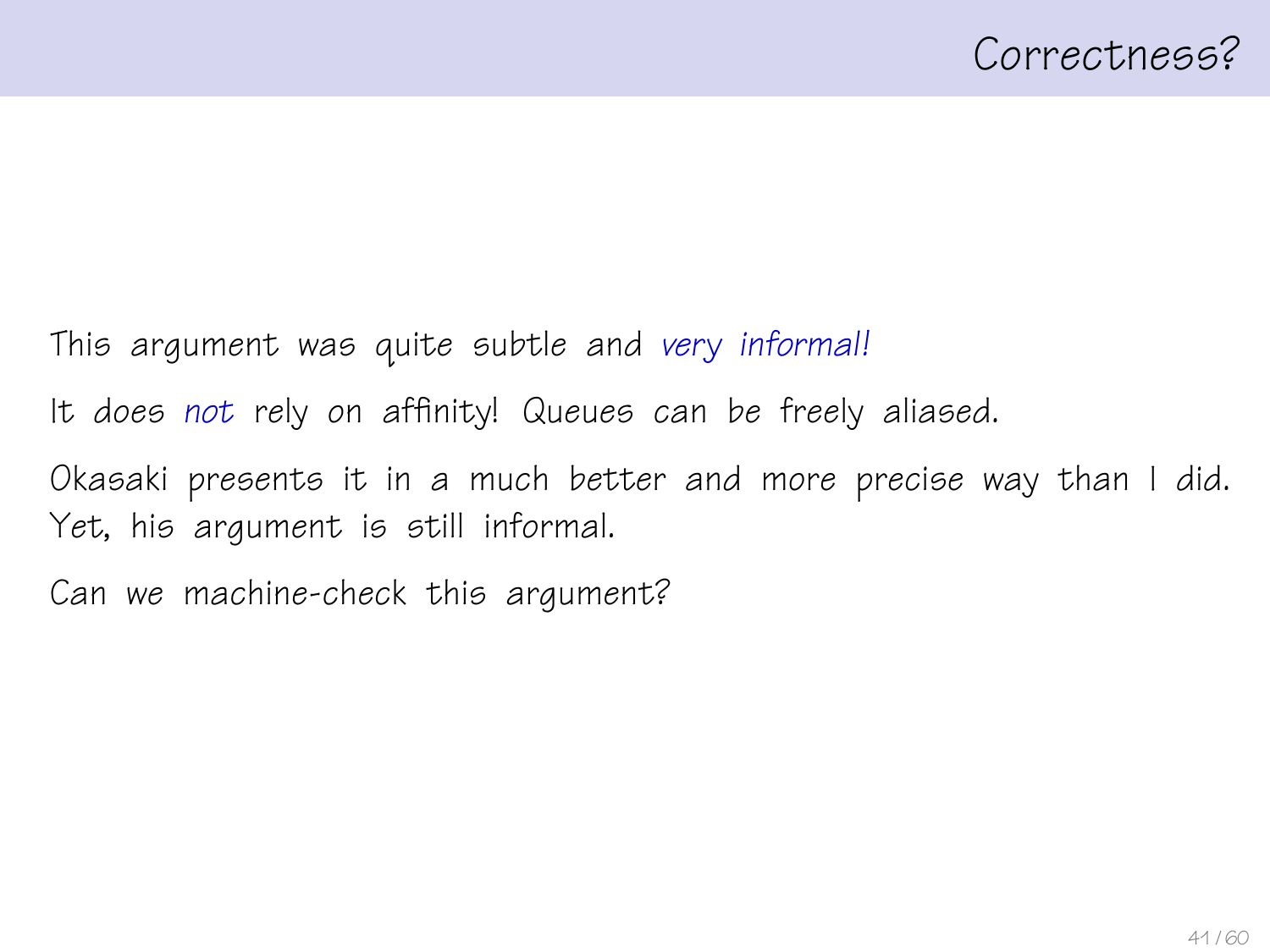# Correctness?

This argument was quite subtle and *very informal!*

It does *not* rely on affinity! Queues can be freely aliased.

Okasaki presents it in a much better and more precise way than I did. Yet, his argument is still informal.

Can we machine-check this argument?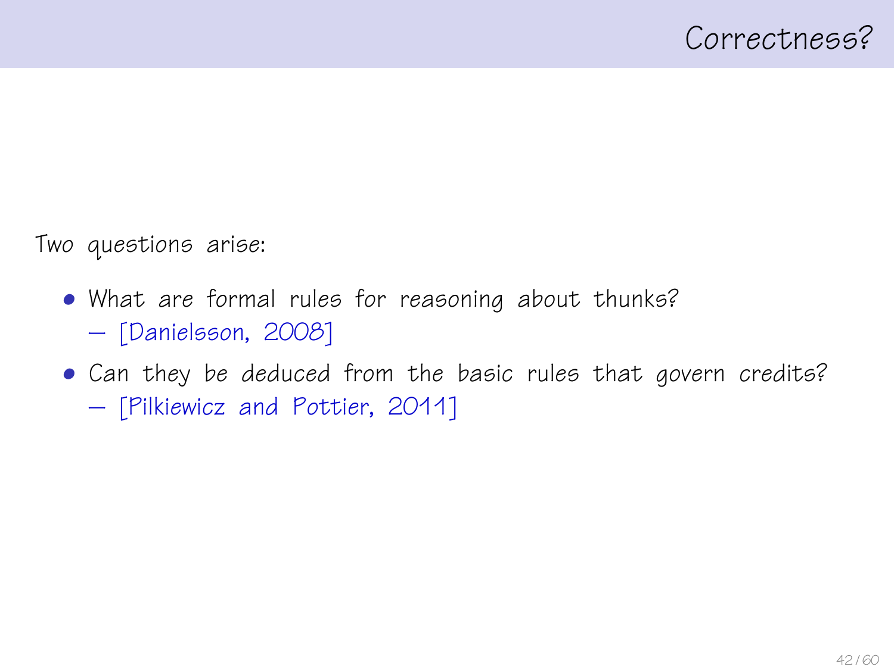# Correctness?

Two questions arise:

- What are formal rules for reasoning about thunks?
  – [Danielsson, 2008]
- Can they be deduced from the basic rules that govern credits?
  – [Pilkiewicz and Pottier, 2011]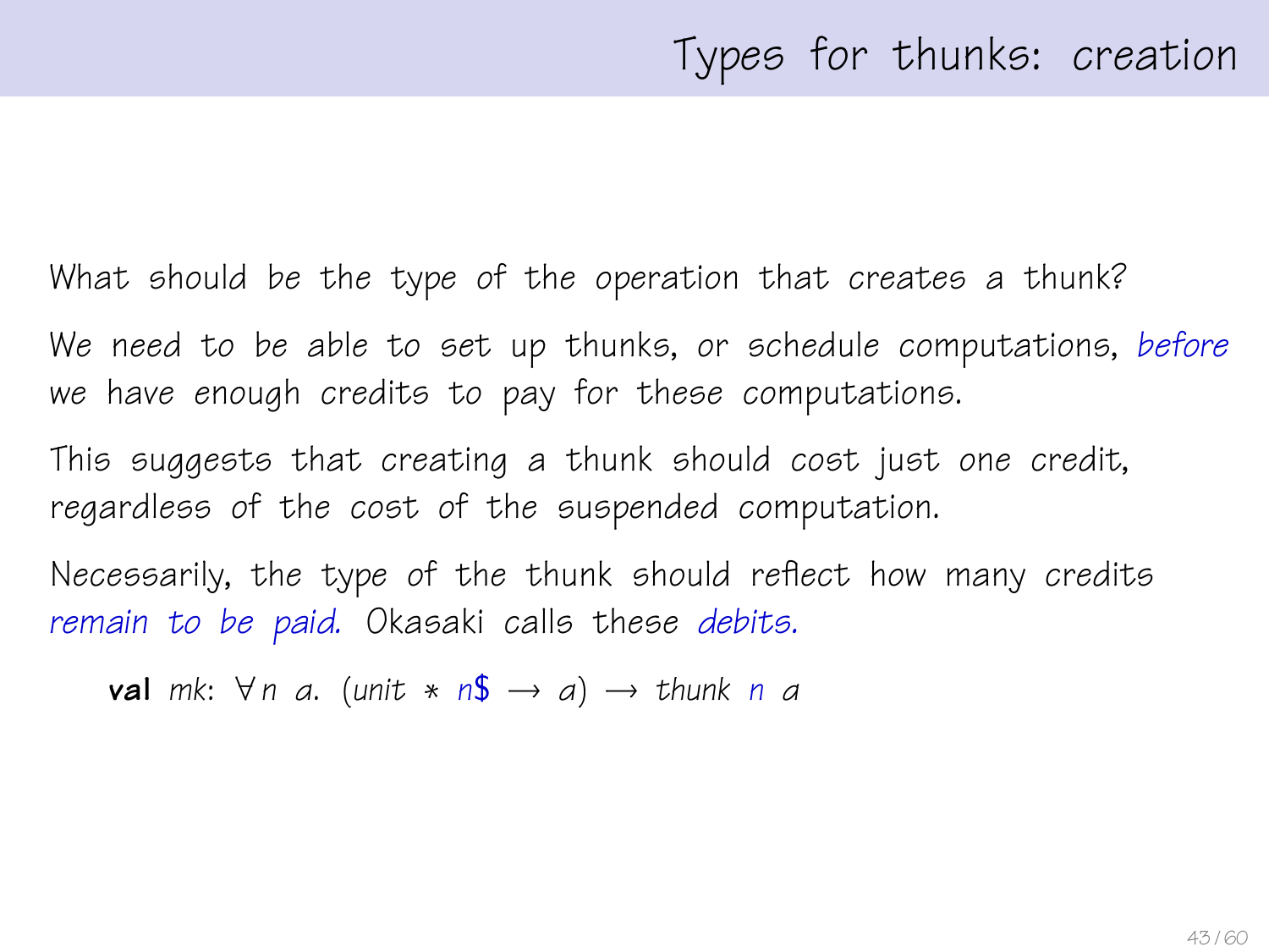# Types for thunks: creation

What should be the type of the operation that creates a thunk?

We need to be able to set up thunks, or schedule computations, *before* we have enough credits to pay for these computations.

This suggests that creating a thunk should cost just *one* credit, regardless of the cost of the suspended computation.

Necessarily, the type of the thunk should reflect how many credits *remain to be paid.* Okasaki calls these *debits.*

$$\textbf{val}\ mk\!: \forall n\ a.\ (unit * n\$ \rightarrow a) \rightarrow thunk\ n\ a$$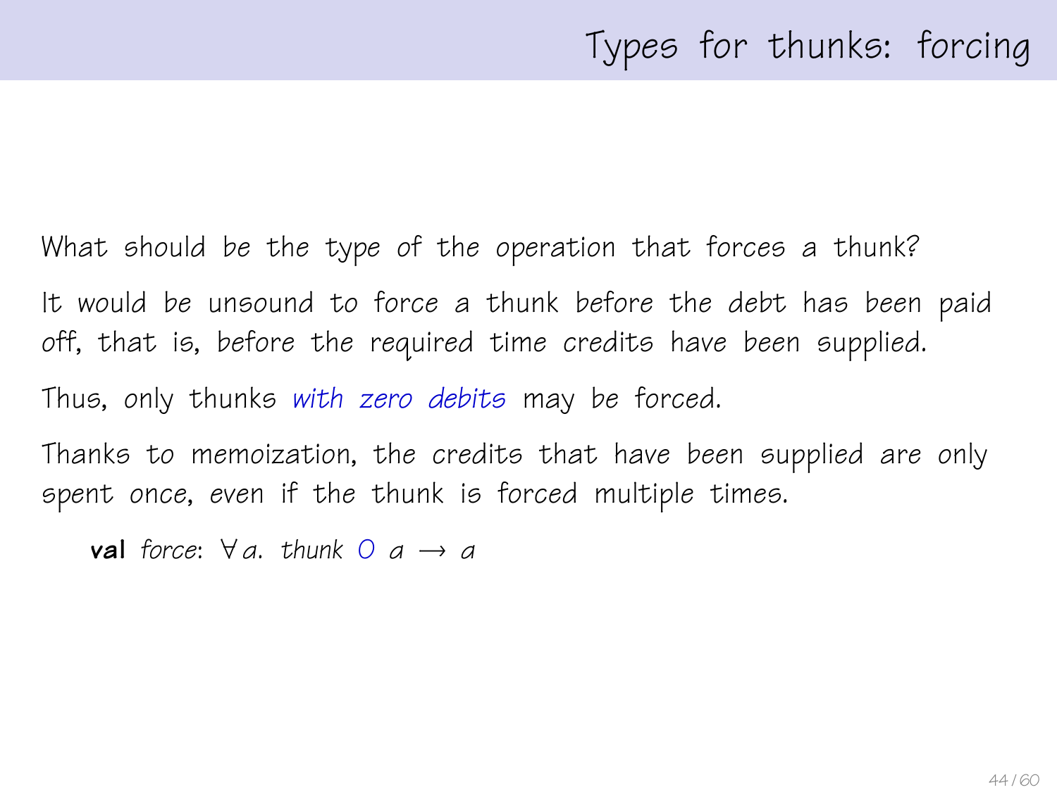# Types for thunks: forcing

What should be the type of the operation that forces a thunk?

It would be unsound to force a thunk before the debt has been paid off, that is, before the required time credits have been supplied.

Thus, only thunks *with zero debits* may be forced.

Thanks to memoization, the credits that have been supplied are only spent once, even if the thunk is forced multiple times.

**val** *force*: $\forall a.\ \mathit{thunk}\ 0\ a \rightarrow a$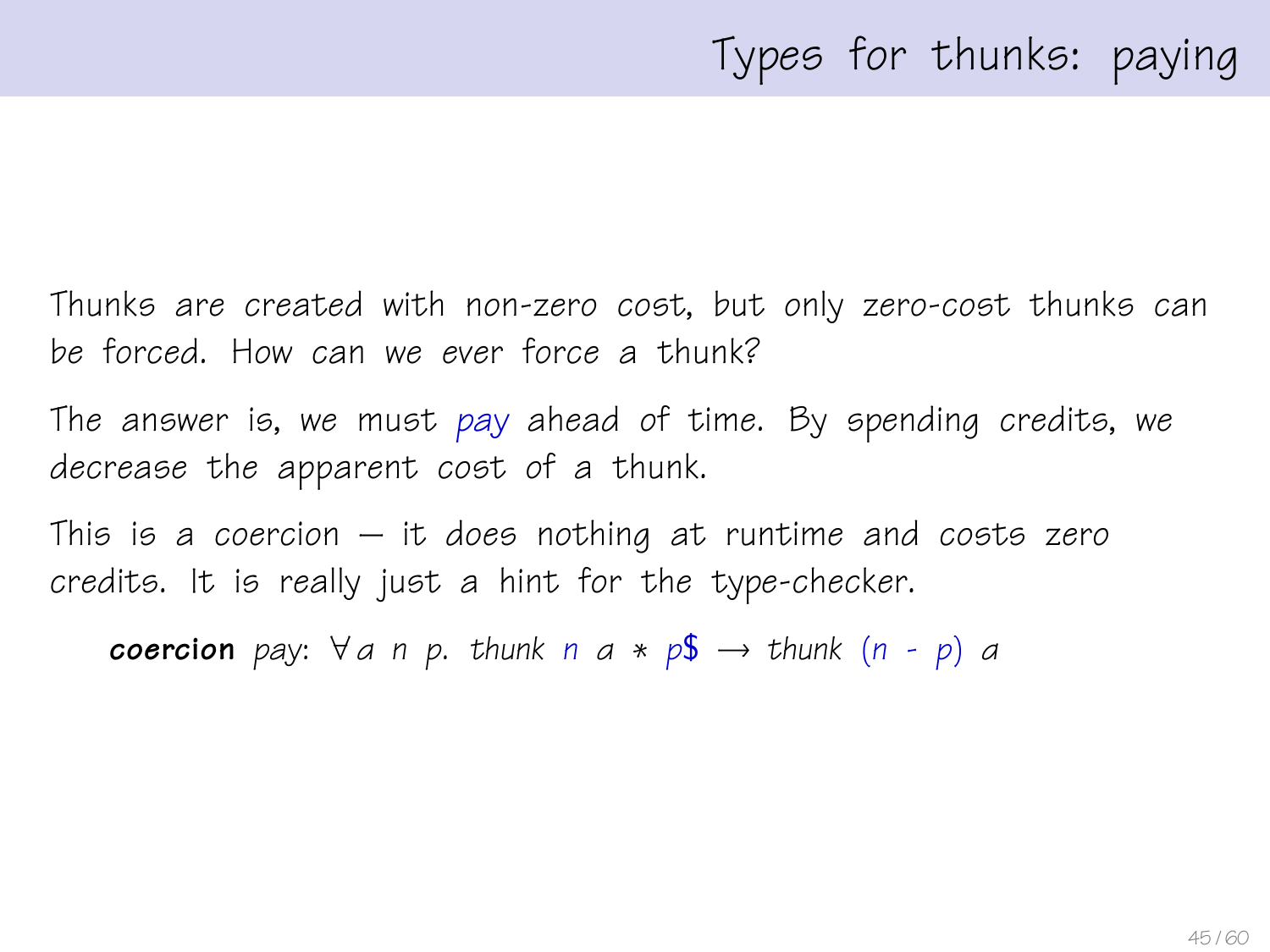# Types for thunks: paying

Thunks are created with non-zero cost, but only zero-cost thunks can be forced. How can we ever force a thunk?

The answer is, we must *pay* ahead of time. By spending credits, we decrease the apparent cost of a thunk.

This is a coercion — it *does* nothing at runtime and costs zero credits. It is really just a hint for the type-checker.

```
coercion pay: ∀a n p. thunk n a * p$ → thunk (n - p) a
```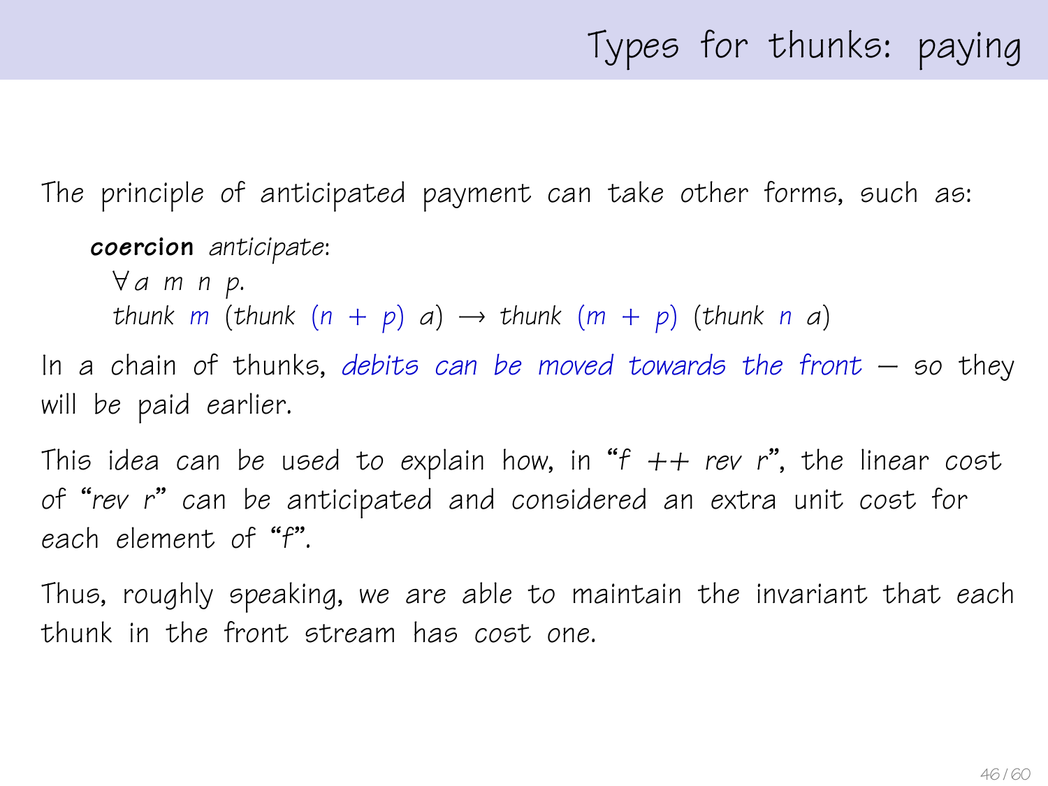# Types for thunks: paying

The principle of anticipated payment can take other forms, such as:

```
coercion anticipate:
  ∀ a m n p.
  thunk m (thunk (n + p) a) → thunk (m + p) (thunk n a)
```

In a chain of thunks, *debits can be moved towards the front* — so they will be paid earlier.

This idea can be used to explain how, in "*f ++ rev r*", the linear cost of "*rev r*" can be anticipated and considered an extra unit cost for each element of "*f*".

Thus, roughly speaking, we are able to maintain the invariant that each thunk in the front stream has cost one.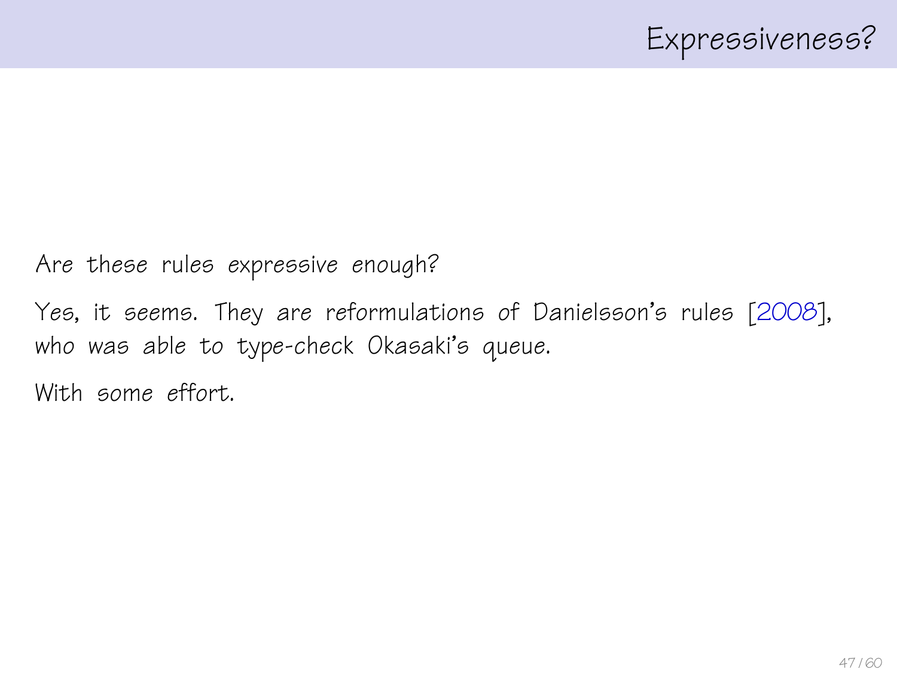# Expressiveness?

Are these rules expressive enough?

Yes, it seems. They are reformulations of Danielsson's rules [2008], who was able to type-check Okasaki's queue.

With some effort.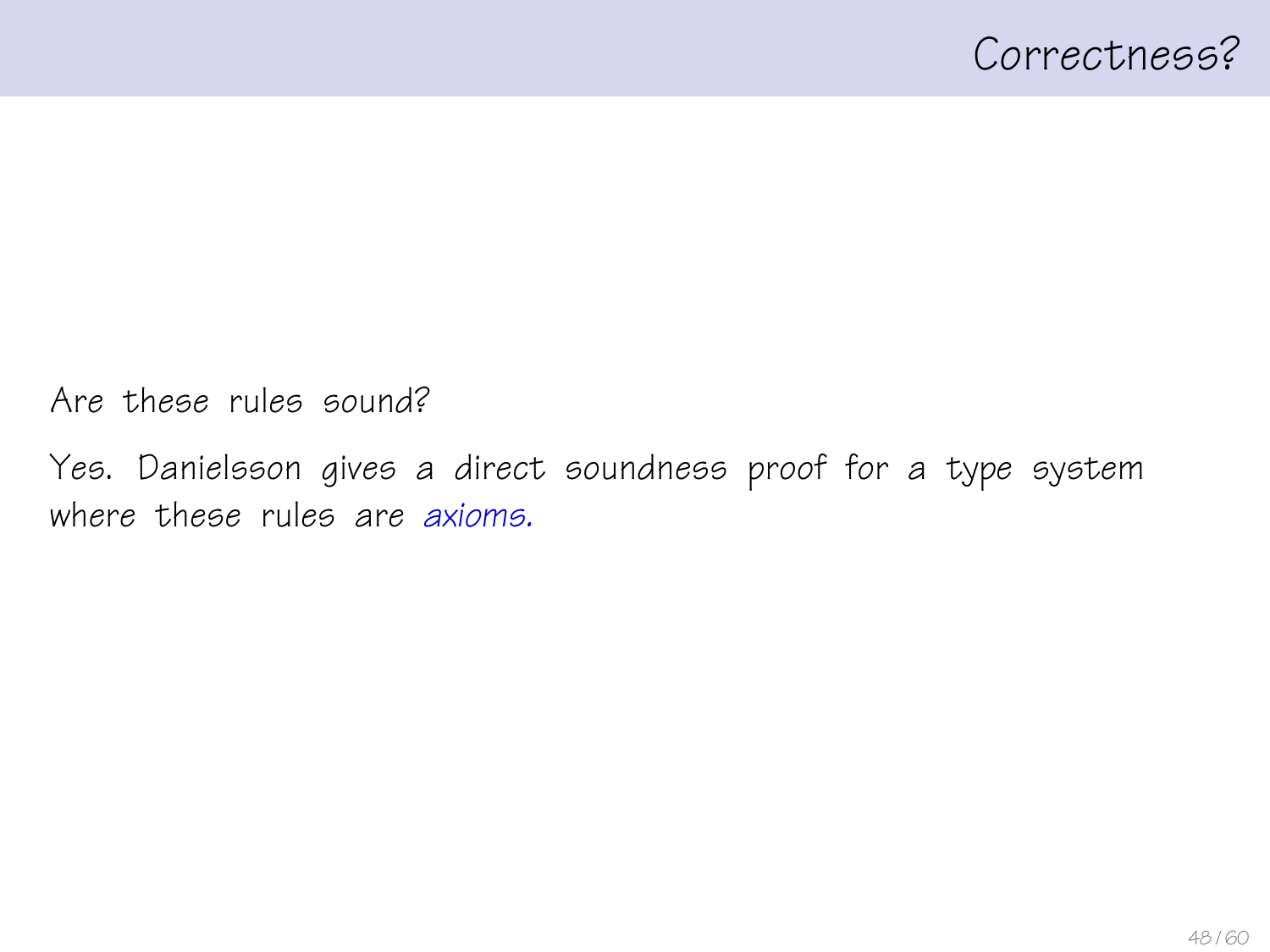# Correctness?

Are these rules sound?

Yes. Danielsson gives a direct soundness proof for a type system where these rules are *axioms.*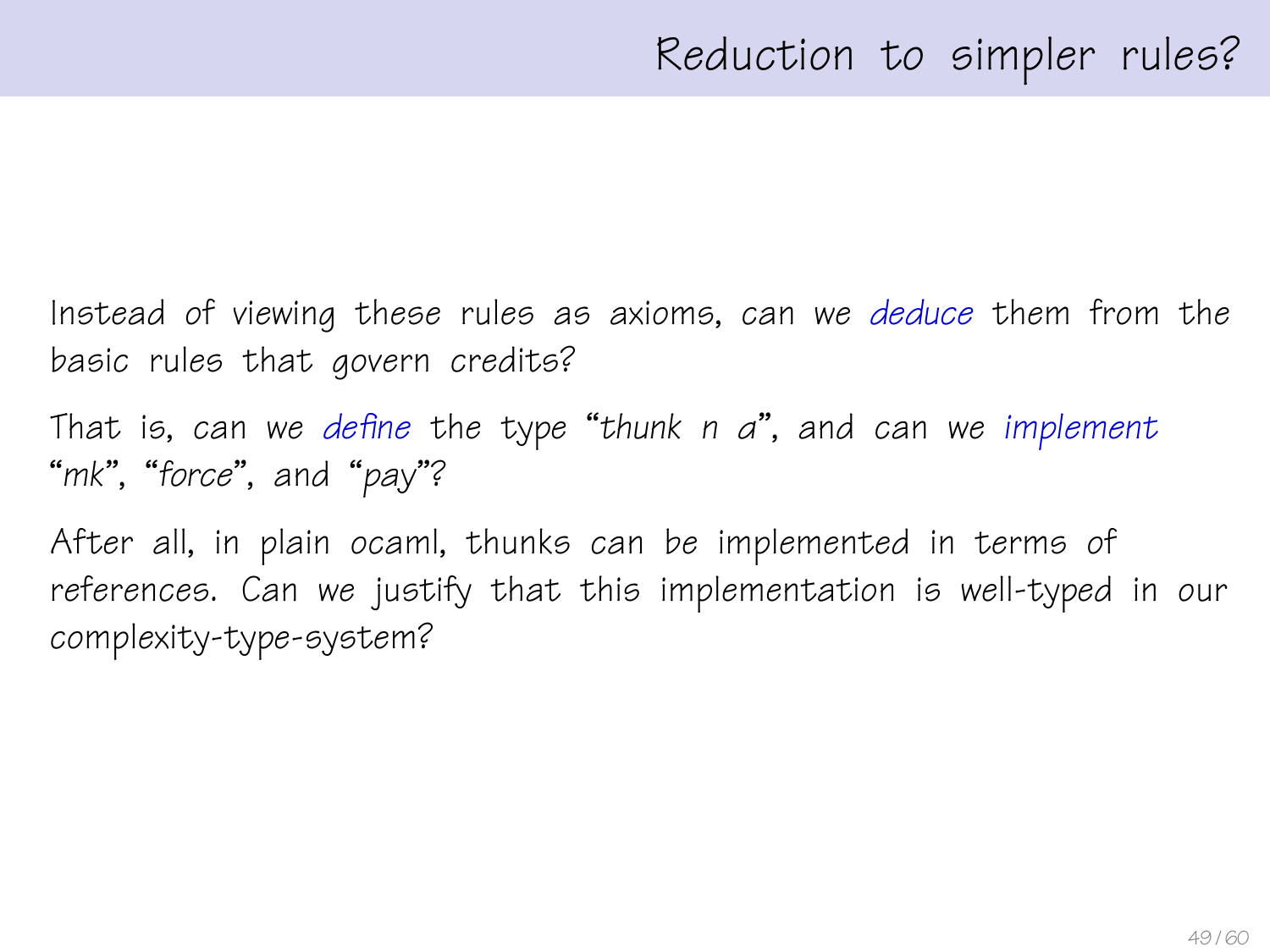# Reduction to simpler rules?

Instead of viewing these rules as axioms, can we *deduce* them from the basic rules that govern credits?

That is, can we *define* the type "*thunk n a*", and can we *implement* "*mk*", "*force*", and "*pay*"?

After all, in plain ocaml, thunks can be implemented in terms of references. Can we justify that this implementation is well-typed in our complexity-type-system?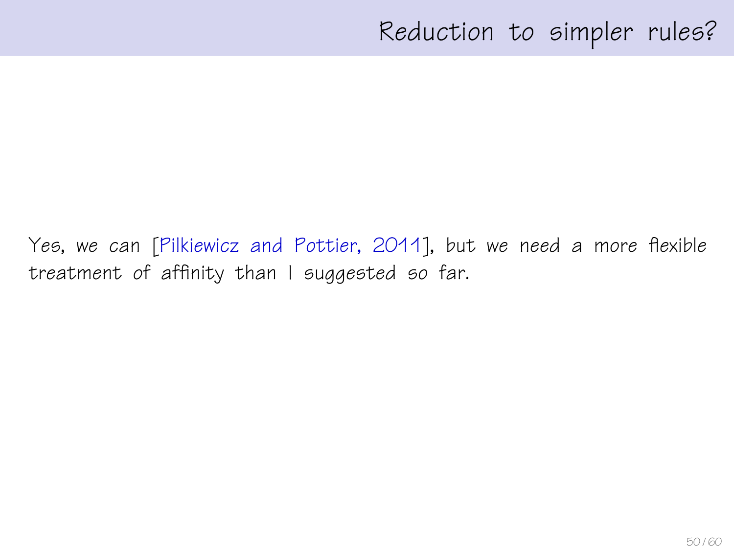# Reduction to simpler rules?

Yes, we can [Pilkiewicz and Pottier, 2011], but we need a more flexible treatment of affinity than I suggested so far.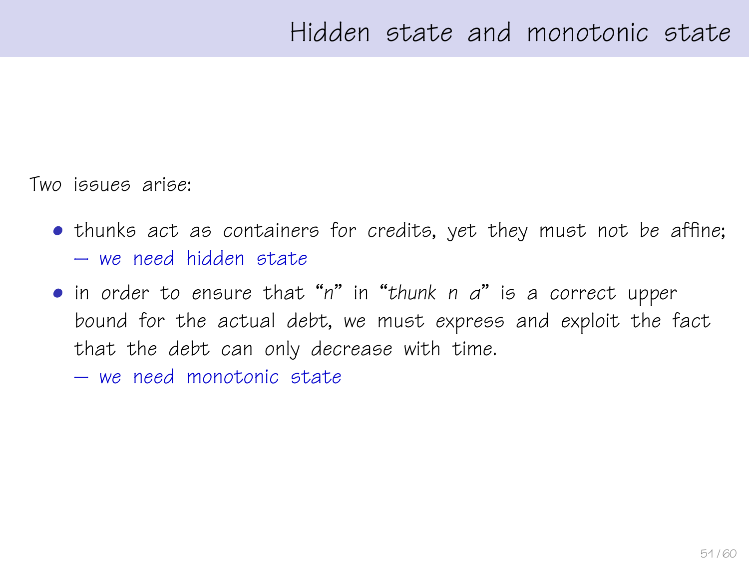# Hidden state and monotonic state

Two issues arise:

- thunks act as containers for credits, yet they must not be affine;
  – *we need hidden state*
- in order to ensure that "$n$" in "*thunk* $n$ $a$" is a correct upper bound for the actual debt, we must express and exploit the fact that the debt can only decrease with time.
  – *we need monotonic state*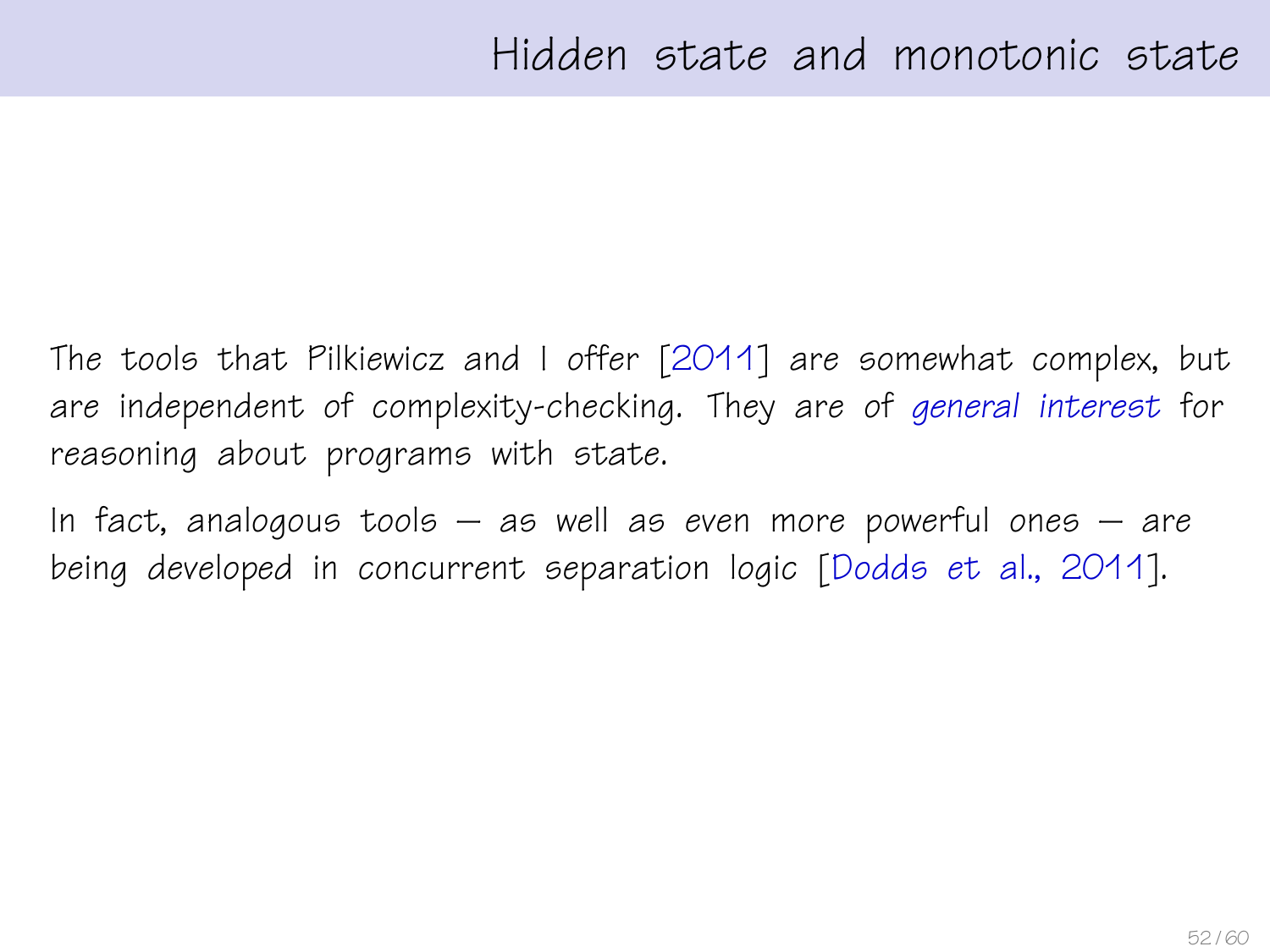# Hidden state and monotonic state

The tools that Pilkiewicz and I offer [2011] are somewhat complex, but are independent of complexity-checking. They are of *general interest* for reasoning about programs with state.

In fact, analogous tools — as well as even more powerful ones — are being developed in concurrent separation logic [Dodds et al., 2011].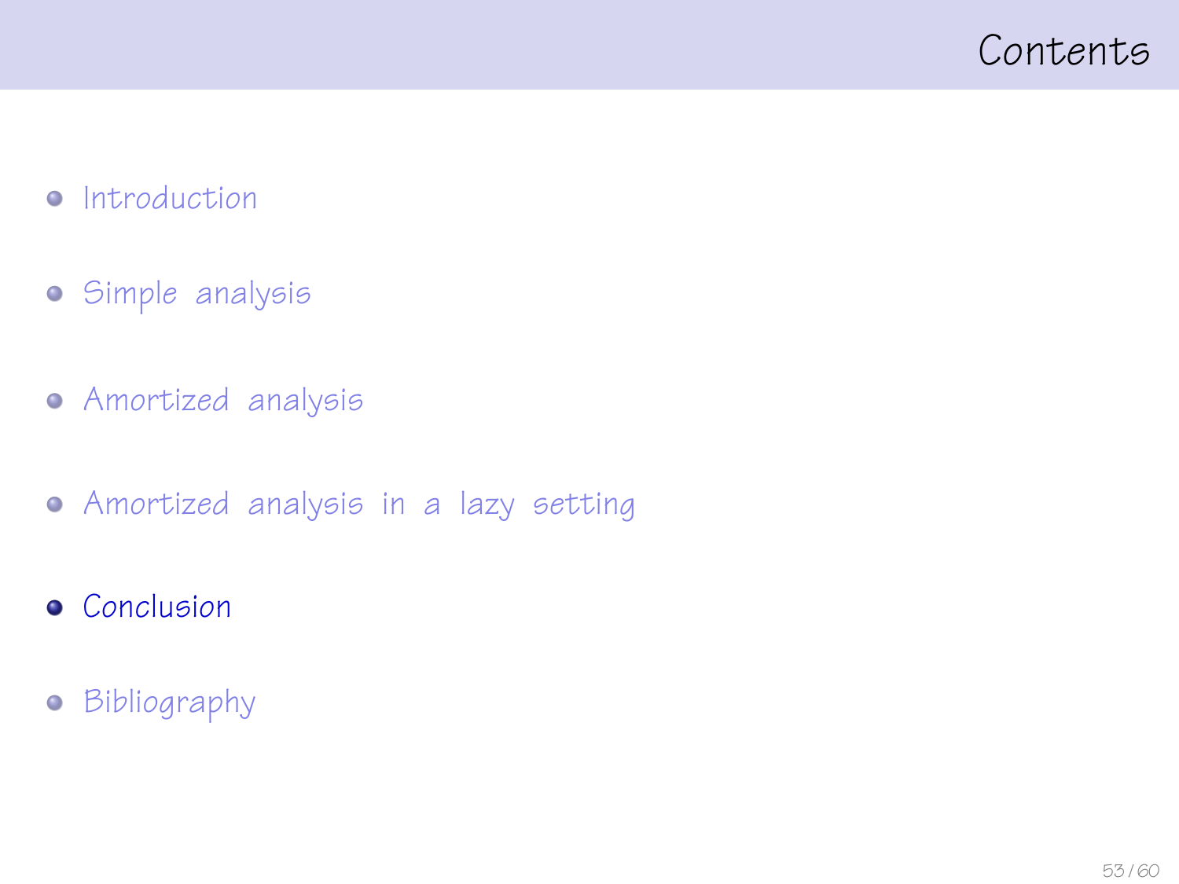# Contents

- Introduction
- Simple analysis
- Amortized analysis
- Amortized analysis in a lazy setting
- **Conclusion**
- Bibliography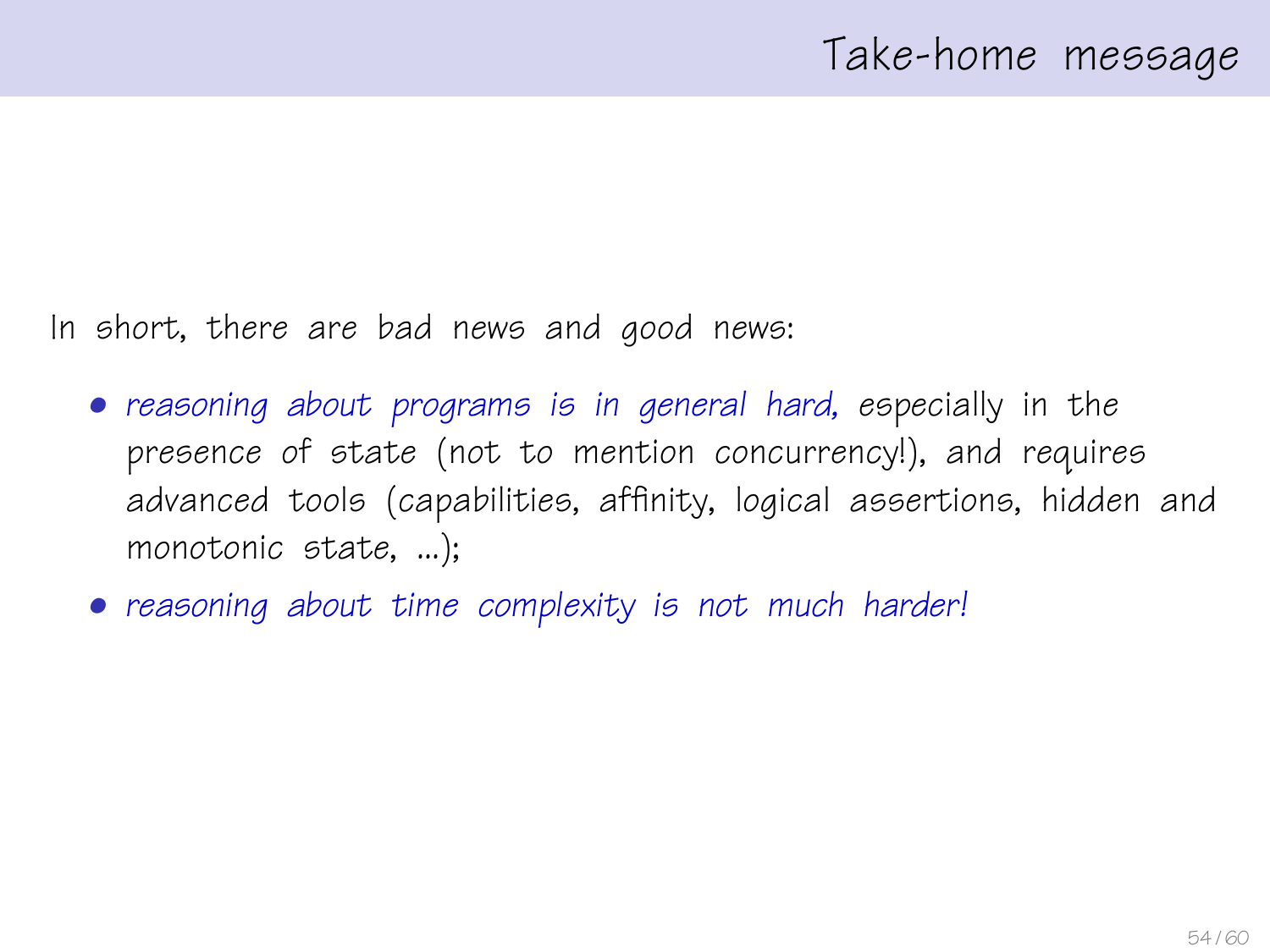## Take-home message

In short, there are bad news and good news:

- *reasoning about programs is in general hard,* especially in the presence of state (not to mention concurrency!), and requires advanced tools (capabilities, affinity, logical assertions, hidden and monotonic state, ...);
- *reasoning about time complexity is not much harder!*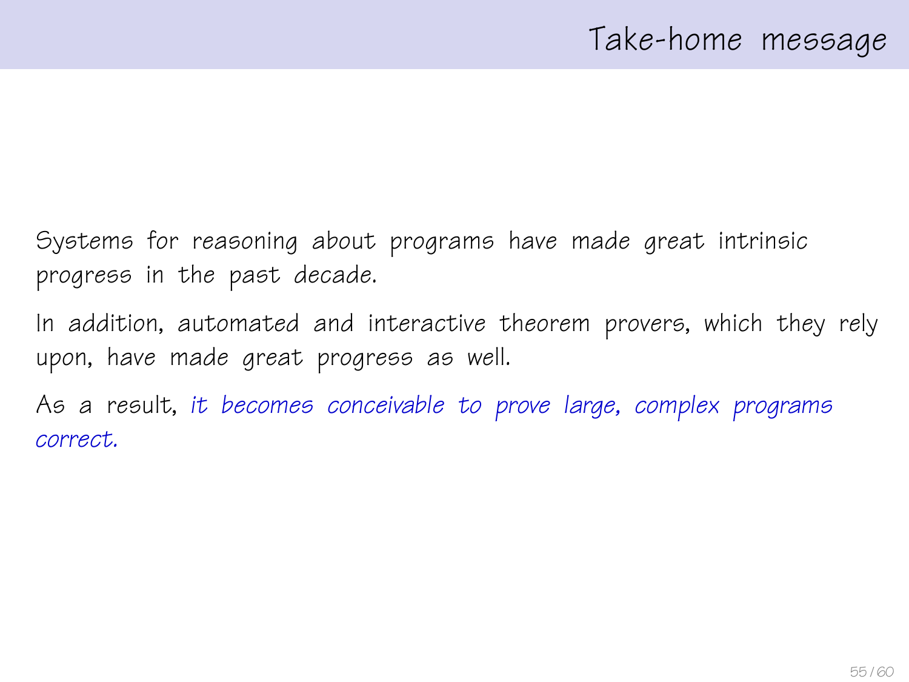# Take-home message

Systems for reasoning about programs have made great intrinsic progress in the past decade.

In addition, automated and interactive theorem provers, which they rely upon, have made great progress as well.

As a result, *it becomes conceivable to prove large, complex programs correct.*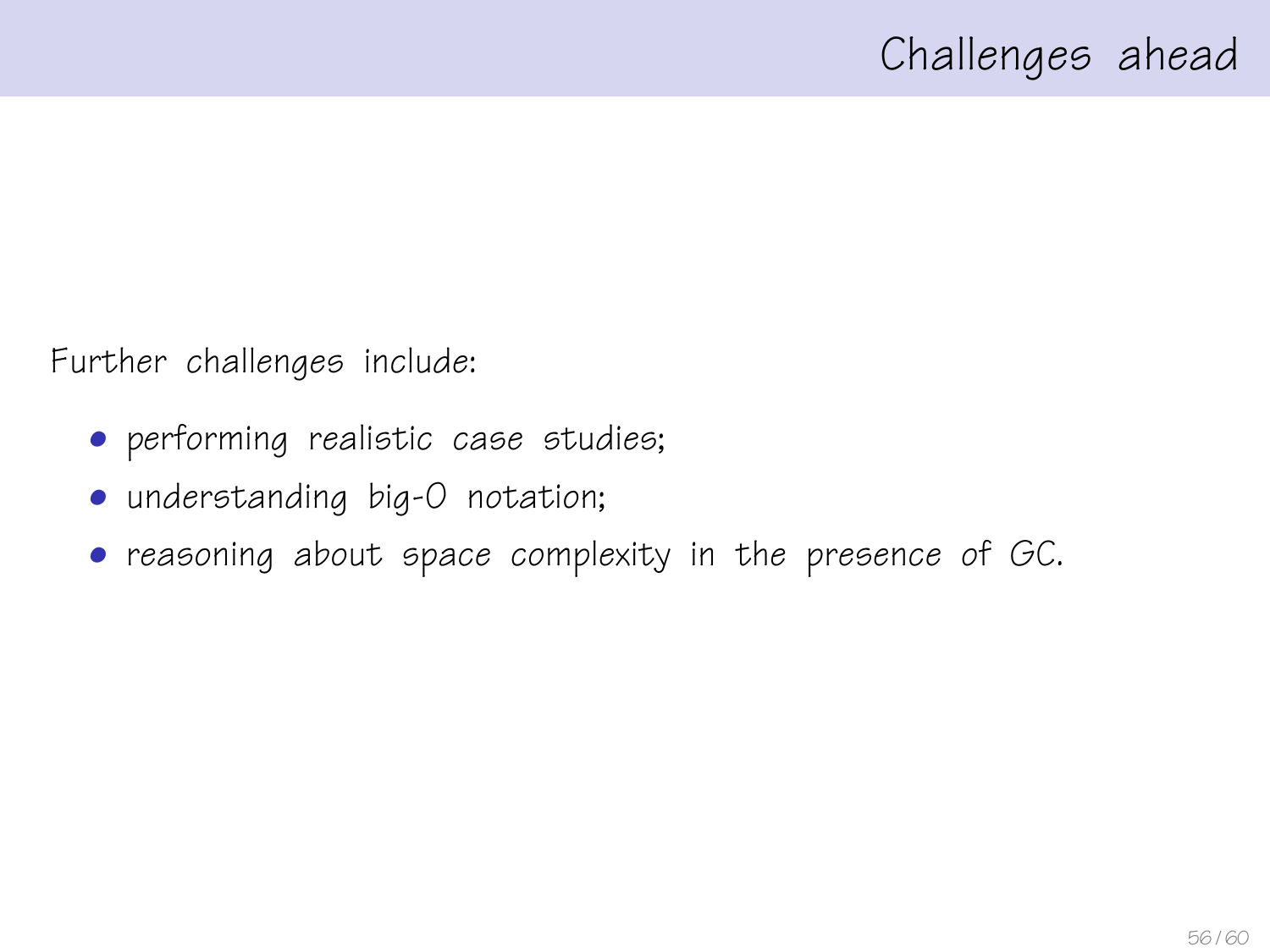# Challenges ahead

Further challenges include:

- performing realistic case studies;
- understanding big-O notation;
- reasoning about space complexity in the presence of GC.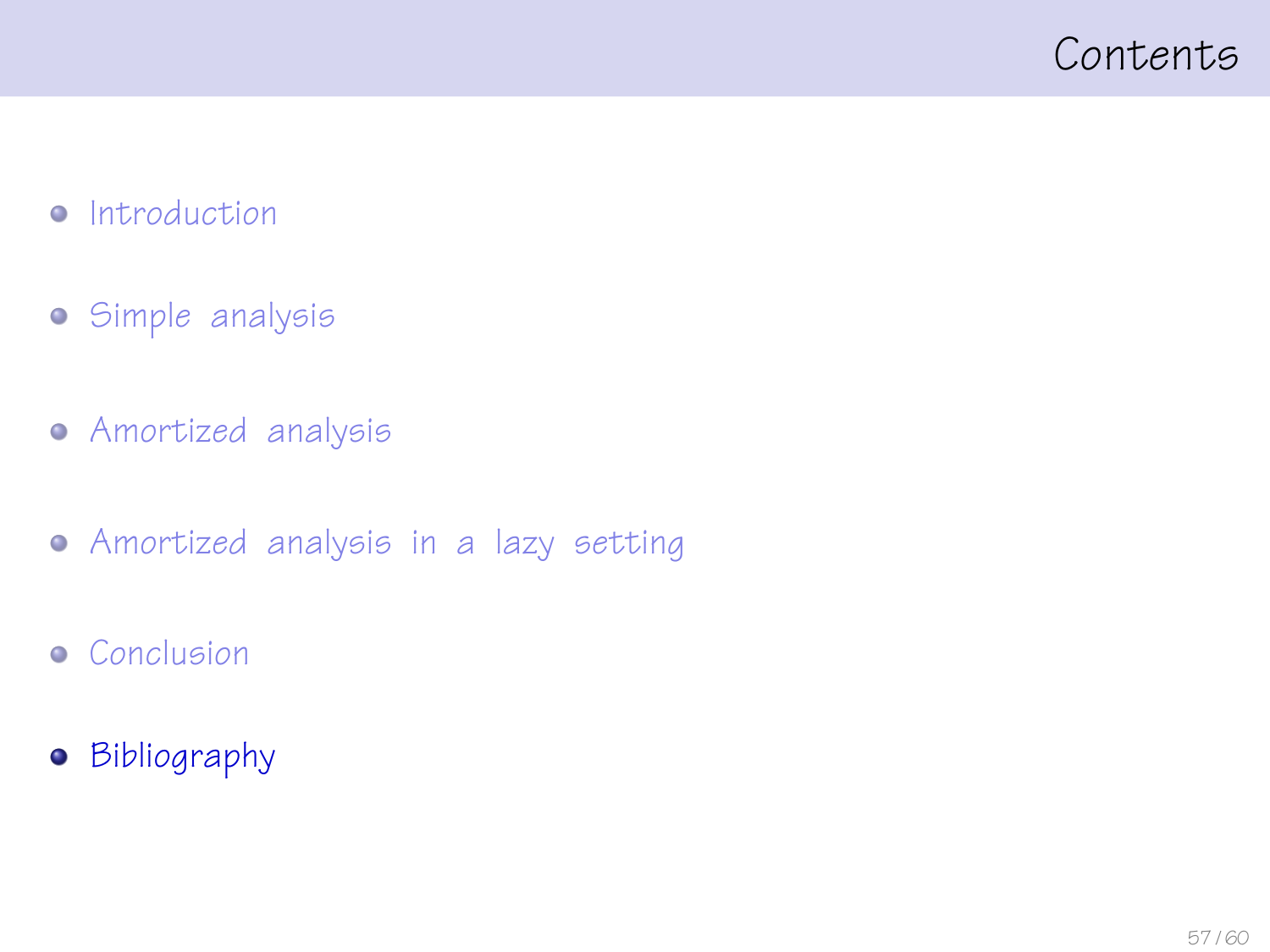# Contents

- Introduction
- Simple analysis
- Amortized analysis
- Amortized analysis in a lazy setting
- Conclusion
- **Bibliography**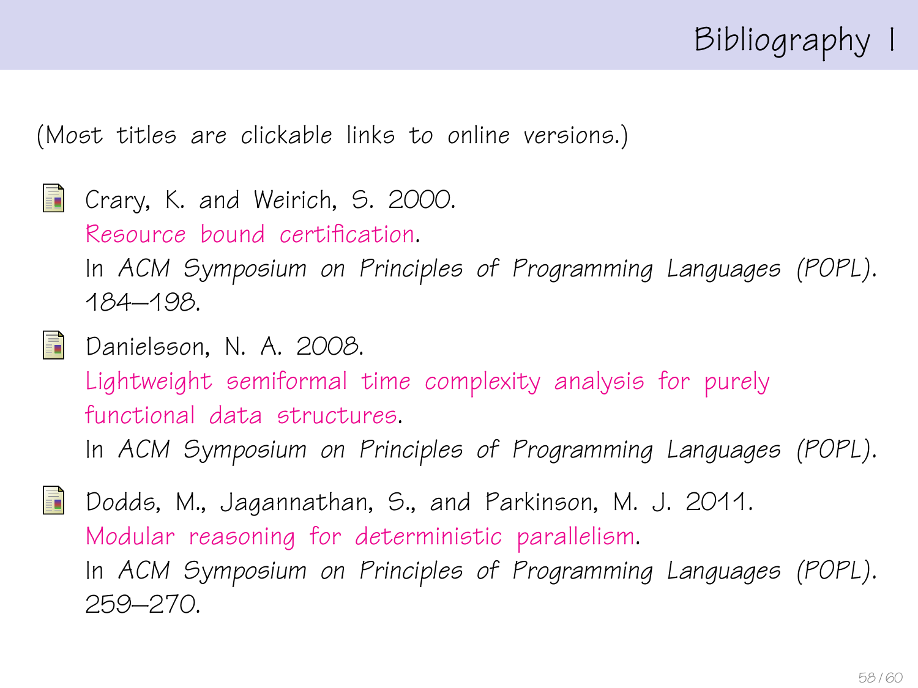# Bibliography I

(Most titles are clickable links to online versions.)

- Crary, K. and Weirich, S. 2000.
  Resource bound certification.
  In *ACM Symposium on Principles of Programming Languages (POPL)*. 184–198.

- Danielsson, N. A. 2008.
  Lightweight semiformal time complexity analysis for purely functional data structures.
  In *ACM Symposium on Principles of Programming Languages (POPL)*.

- Dodds, M., Jagannathan, S., and Parkinson, M. J. 2011.
  Modular reasoning for deterministic parallelism.
  In *ACM Symposium on Principles of Programming Languages (POPL)*. 259–270.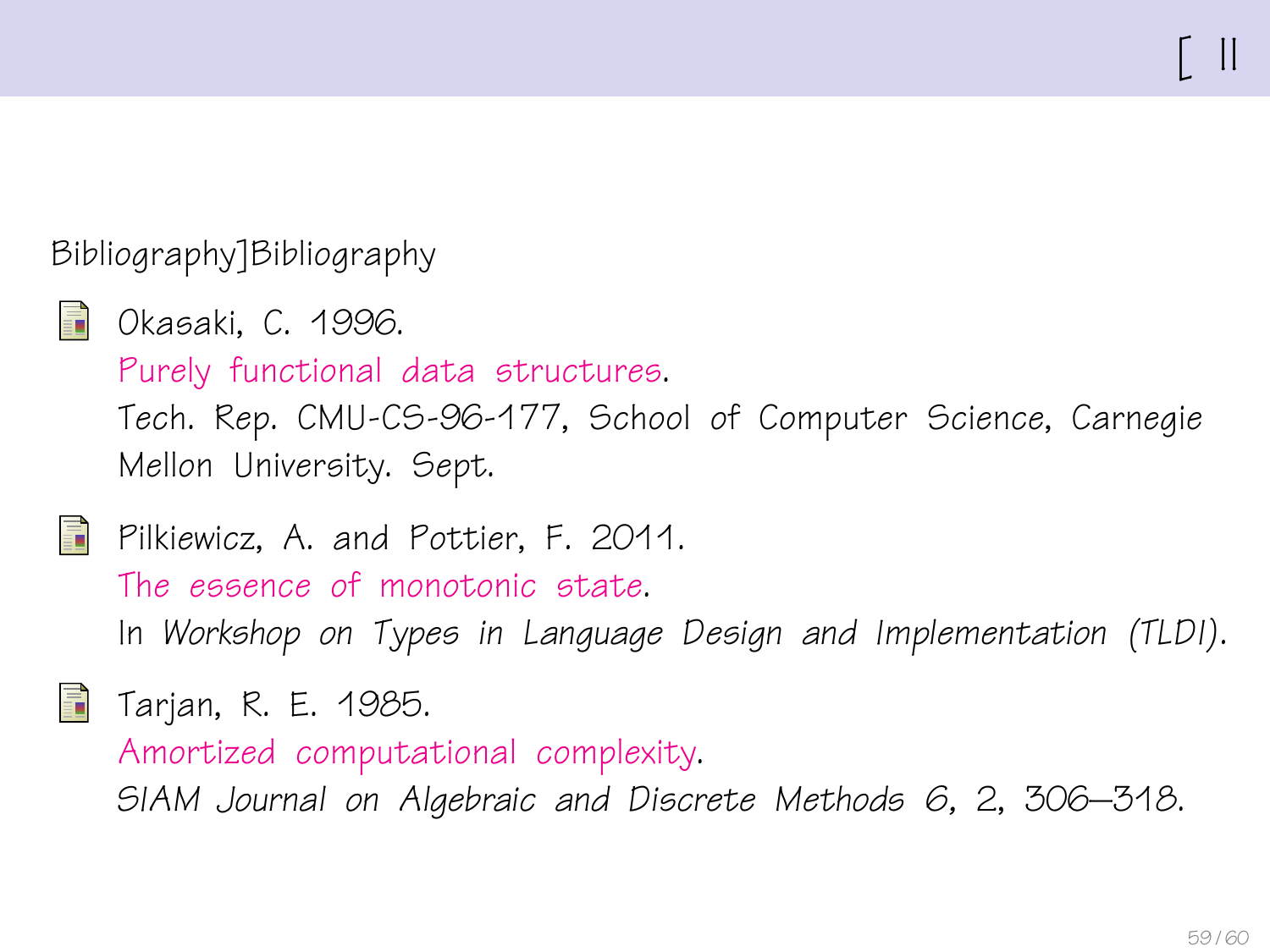# [ ]

Bibliography]Bibliography

- Okasaki, C. 1996.
  Purely functional data structures.
  Tech. Rep. CMU-CS-96-177, School of Computer Science, Carnegie Mellon University. Sept.

- Pilkiewicz, A. and Pottier, F. 2011.
  The essence of monotonic state.
  In *Workshop on Types in Language Design and Implementation (TLDI)*.

- Tarjan, R. E. 1985.
  Amortized computational complexity.
  *SIAM Journal on Algebraic and Discrete Methods 6*, 2, 306–318.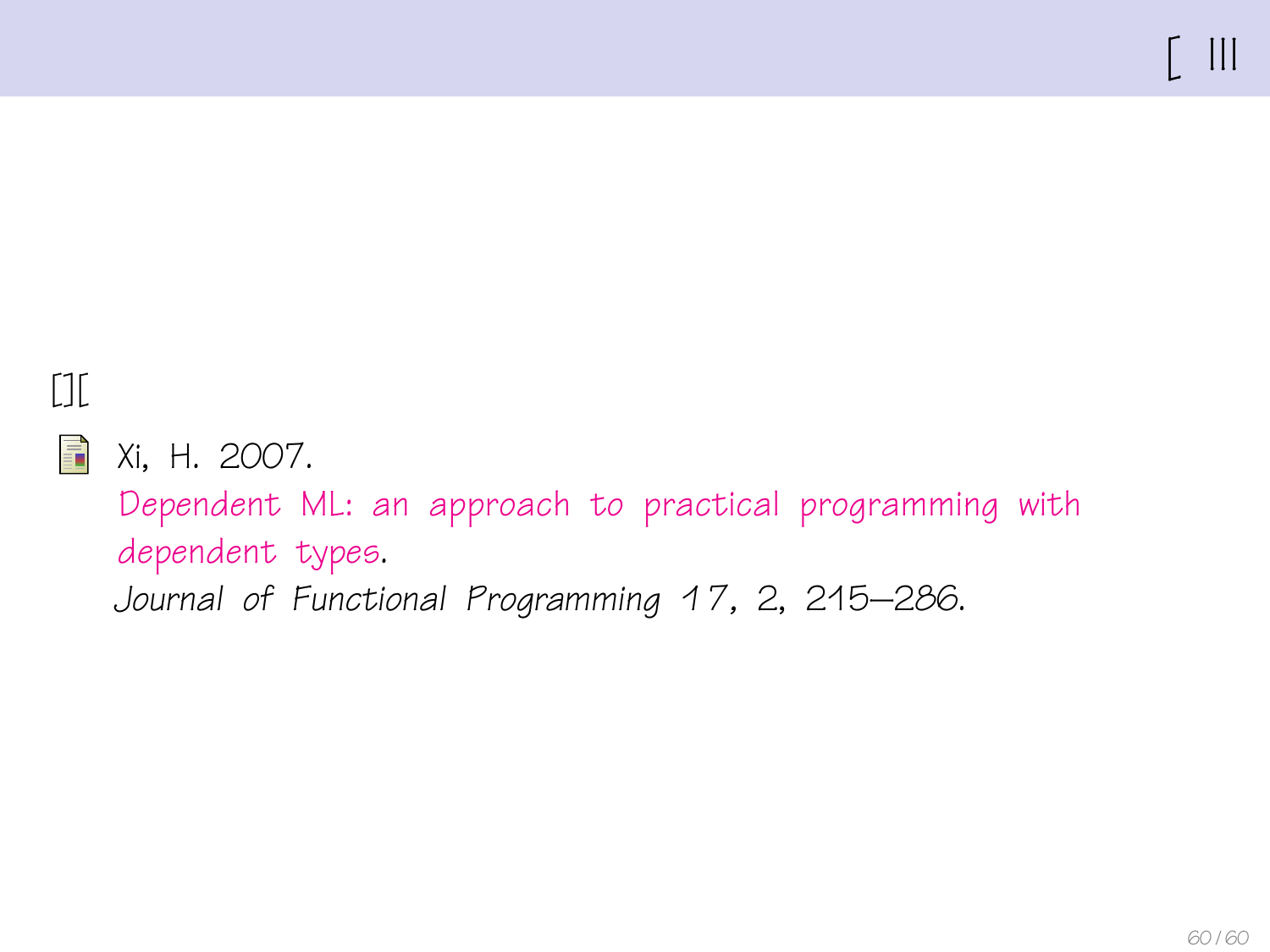[]{

Xi, H. 2007.
Dependent ML: an approach to practical programming with dependent types.
*Journal of Functional Programming 17, 2, 215–286.*